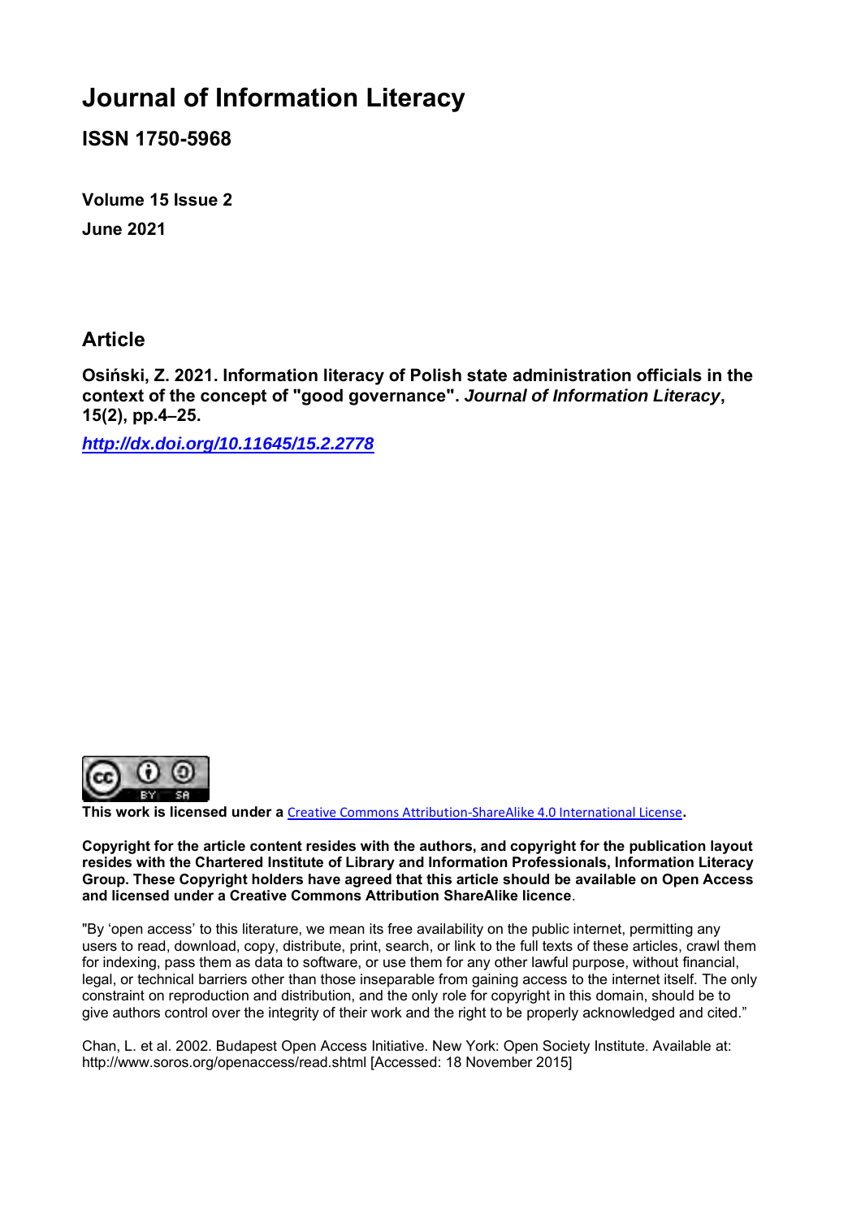# Journal of Information Literacy

**ISSN 1750-5968**

**Volume 15 Issue 2**

**June 2021**

## Article

**Osiński, Z. 2021. Information literacy of Polish state administration officials in the context of the concept of "good governance".** ***Journal of Information Literacy*****, 15(2), pp.4–25.**

***http://dx.doi.org/10.11645/15.2.2778***

**This work is licensed under a** Creative Commons Attribution-ShareAlike 4.0 International License**.**

**Copyright for the article content resides with the authors, and copyright for the publication layout resides with the Chartered Institute of Library and Information Professionals, Information Literacy Group. These Copyright holders have agreed that this article should be available on Open Access and licensed under a Creative Commons Attribution ShareAlike licence**.

"By 'open access' to this literature, we mean its free availability on the public internet, permitting any users to read, download, copy, distribute, print, search, or link to the full texts of these articles, crawl them for indexing, pass them as data to software, or use them for any other lawful purpose, without financial, legal, or technical barriers other than those inseparable from gaining access to the internet itself. The only constraint on reproduction and distribution, and the only role for copyright in this domain, should be to give authors control over the integrity of their work and the right to be properly acknowledged and cited."

Chan, L. et al. 2002. Budapest Open Access Initiative. New York: Open Society Institute. Available at: http://www.soros.org/openaccess/read.shtml [Accessed: 18 November 2015]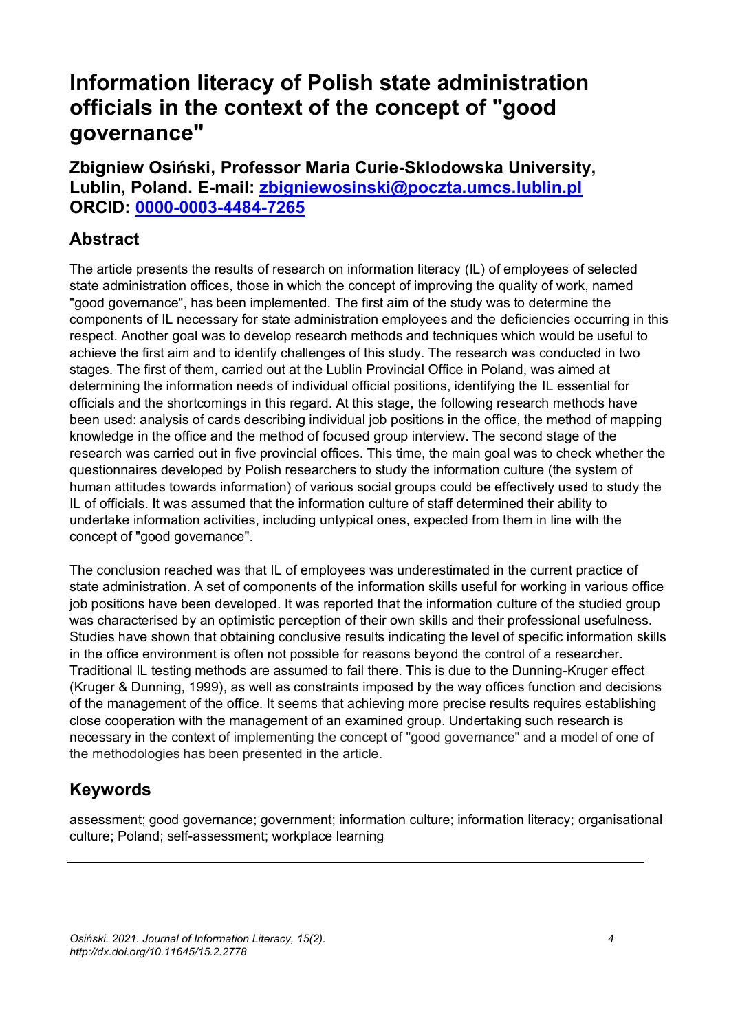# Information literacy of Polish state administration officials in the context of the concept of "good governance"

**Zbigniew Osiński, Professor Maria Curie-Sklodowska University, Lublin, Poland. E-mail: zbigniewosinski@poczta.umcs.lublin.pl**
**ORCID: 0000-0003-4484-7265**

## Abstract

The article presents the results of research on information literacy (IL) of employees of selected state administration offices, those in which the concept of improving the quality of work, named "good governance", has been implemented. The first aim of the study was to determine the components of IL necessary for state administration employees and the deficiencies occurring in this respect. Another goal was to develop research methods and techniques which would be useful to achieve the first aim and to identify challenges of this study. The research was conducted in two stages. The first of them, carried out at the Lublin Provincial Office in Poland, was aimed at determining the information needs of individual official positions, identifying the IL essential for officials and the shortcomings in this regard. At this stage, the following research methods have been used: analysis of cards describing individual job positions in the office, the method of mapping knowledge in the office and the method of focused group interview. The second stage of the research was carried out in five provincial offices. This time, the main goal was to check whether the questionnaires developed by Polish researchers to study the information culture (the system of human attitudes towards information) of various social groups could be effectively used to study the IL of officials. It was assumed that the information culture of staff determined their ability to undertake information activities, including untypical ones, expected from them in line with the concept of "good governance".

The conclusion reached was that IL of employees was underestimated in the current practice of state administration. A set of components of the information skills useful for working in various office job positions have been developed. It was reported that the information culture of the studied group was characterised by an optimistic perception of their own skills and their professional usefulness. Studies have shown that obtaining conclusive results indicating the level of specific information skills in the office environment is often not possible for reasons beyond the control of a researcher. Traditional IL testing methods are assumed to fail there. This is due to the Dunning-Kruger effect (Kruger & Dunning, 1999), as well as constraints imposed by the way offices function and decisions of the management of the office. It seems that achieving more precise results requires establishing close cooperation with the management of an examined group. Undertaking such research is necessary in the context of implementing the concept of "good governance" and a model of one of the methodologies has been presented in the article.

## Keywords

assessment; good governance; government; information culture; information literacy; organisational culture; Poland; self-assessment; workplace learning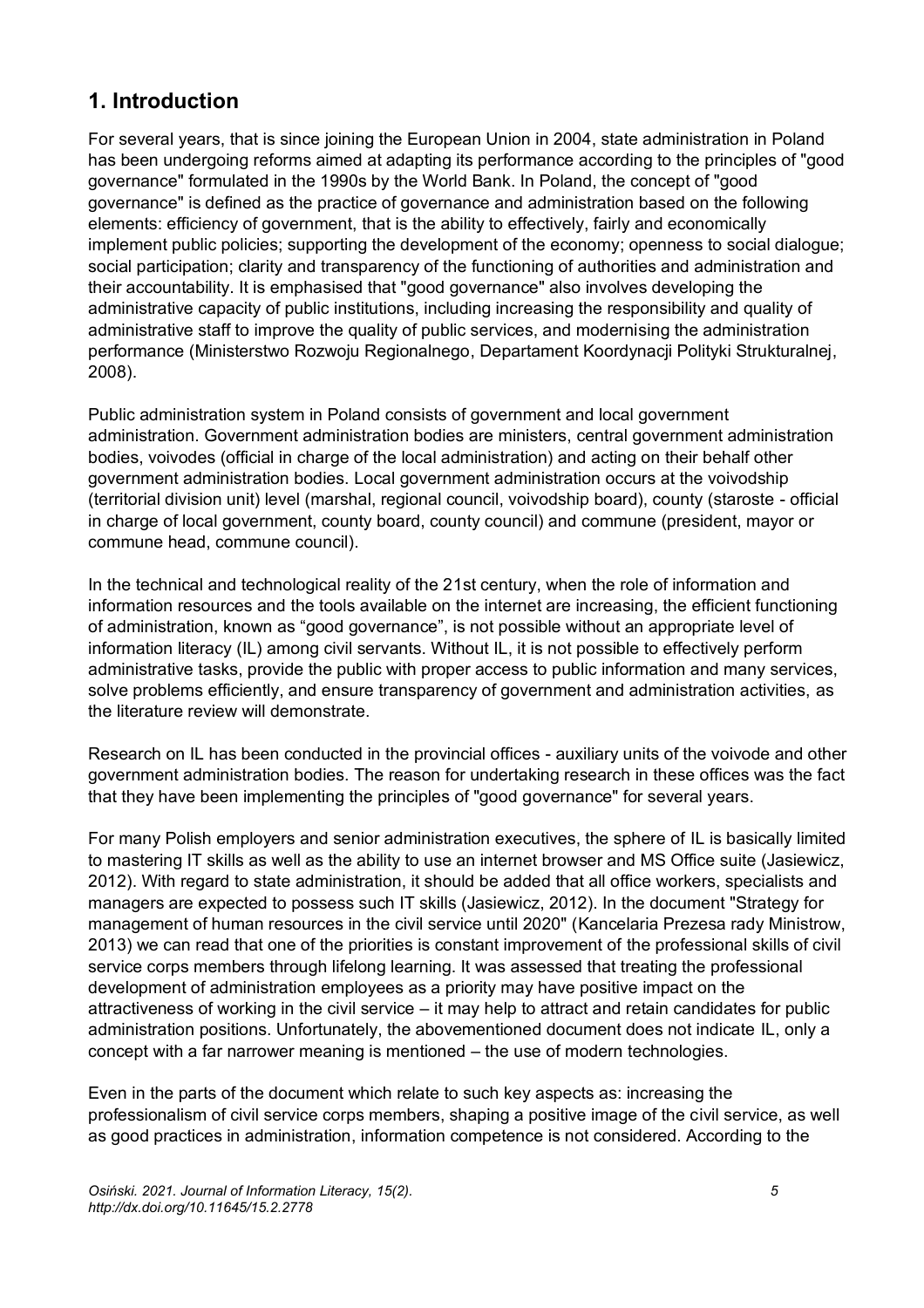## 1. Introduction

For several years, that is since joining the European Union in 2004, state administration in Poland has been undergoing reforms aimed at adapting its performance according to the principles of "good governance" formulated in the 1990s by the World Bank. In Poland, the concept of "good governance" is defined as the practice of governance and administration based on the following elements: efficiency of government, that is the ability to effectively, fairly and economically implement public policies; supporting the development of the economy; openness to social dialogue; social participation; clarity and transparency of the functioning of authorities and administration and their accountability. It is emphasised that "good governance" also involves developing the administrative capacity of public institutions, including increasing the responsibility and quality of administrative staff to improve the quality of public services, and modernising the administration performance (Ministerstwo Rozwoju Regionalnego, Departament Koordynacji Polityki Strukturalnej, 2008).

Public administration system in Poland consists of government and local government administration. Government administration bodies are ministers, central government administration bodies, voivodes (official in charge of the local administration) and acting on their behalf other government administration bodies. Local government administration occurs at the voivodship (territorial division unit) level (marshal, regional council, voivodship board), county (staroste - official in charge of local government, county board, county council) and commune (president, mayor or commune head, commune council).

In the technical and technological reality of the 21st century, when the role of information and information resources and the tools available on the internet are increasing, the efficient functioning of administration, known as “good governance”, is not possible without an appropriate level of information literacy (IL) among civil servants. Without IL, it is not possible to effectively perform administrative tasks, provide the public with proper access to public information and many services, solve problems efficiently, and ensure transparency of government and administration activities, as the literature review will demonstrate.

Research on IL has been conducted in the provincial offices - auxiliary units of the voivode and other government administration bodies. The reason for undertaking research in these offices was the fact that they have been implementing the principles of "good governance" for several years.

For many Polish employers and senior administration executives, the sphere of IL is basically limited to mastering IT skills as well as the ability to use an internet browser and MS Office suite (Jasiewicz, 2012). With regard to state administration, it should be added that all office workers, specialists and managers are expected to possess such IT skills (Jasiewicz, 2012). In the document "Strategy for management of human resources in the civil service until 2020" (Kancelaria Prezesa rady Ministrow, 2013) we can read that one of the priorities is constant improvement of the professional skills of civil service corps members through lifelong learning. It was assessed that treating the professional development of administration employees as a priority may have positive impact on the attractiveness of working in the civil service – it may help to attract and retain candidates for public administration positions. Unfortunately, the abovementioned document does not indicate IL, only a concept with a far narrower meaning is mentioned – the use of modern technologies.

Even in the parts of the document which relate to such key aspects as: increasing the professionalism of civil service corps members, shaping a positive image of the civil service, as well as good practices in administration, information competence is not considered. According to the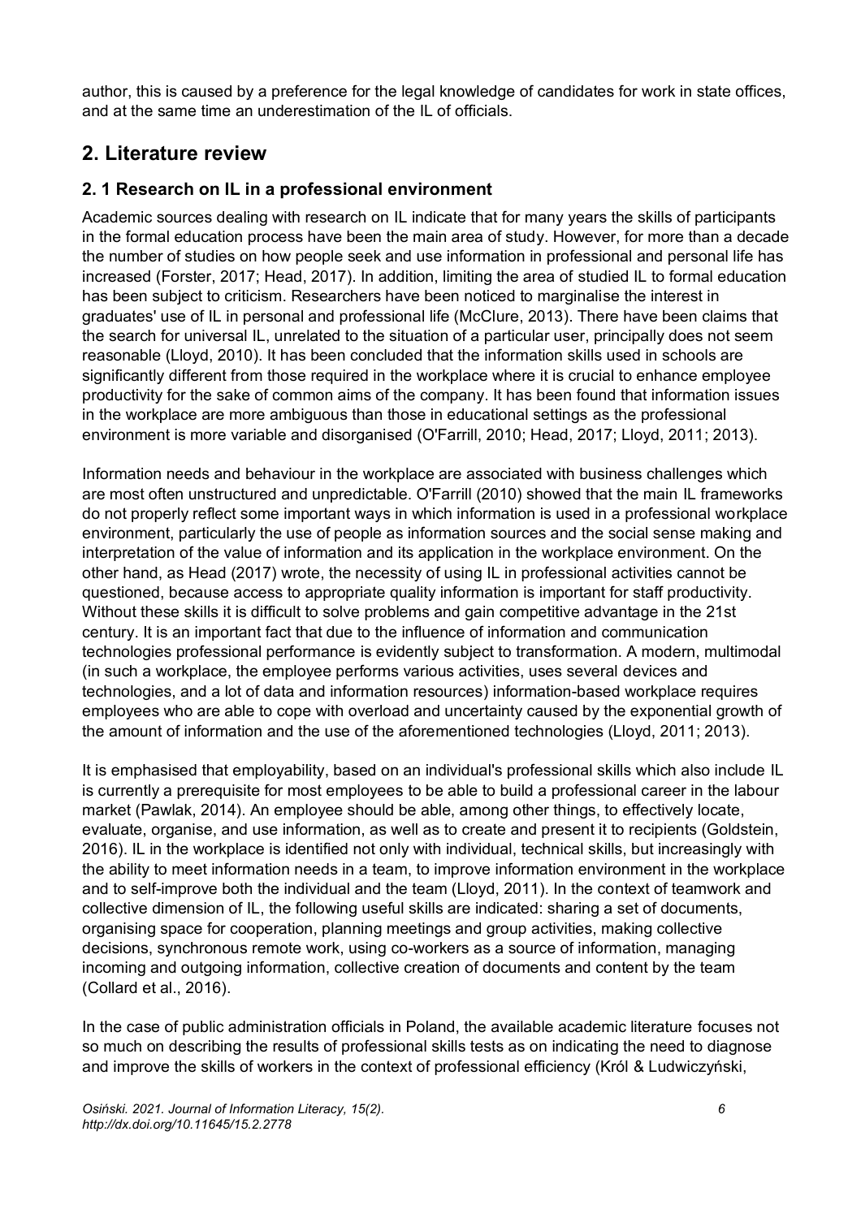author, this is caused by a preference for the legal knowledge of candidates for work in state offices, and at the same time an underestimation of the IL of officials.

## 2. Literature review

### 2. 1 Research on IL in a professional environment

Academic sources dealing with research on IL indicate that for many years the skills of participants in the formal education process have been the main area of study. However, for more than a decade the number of studies on how people seek and use information in professional and personal life has increased (Forster, 2017; Head, 2017). In addition, limiting the area of studied IL to formal education has been subject to criticism. Researchers have been noticed to marginalise the interest in graduates' use of IL in personal and professional life (McClure, 2013). There have been claims that the search for universal IL, unrelated to the situation of a particular user, principally does not seem reasonable (Lloyd, 2010). It has been concluded that the information skills used in schools are significantly different from those required in the workplace where it is crucial to enhance employee productivity for the sake of common aims of the company. It has been found that information issues in the workplace are more ambiguous than those in educational settings as the professional environment is more variable and disorganised (O'Farrill, 2010; Head, 2017; Lloyd, 2011; 2013).

Information needs and behaviour in the workplace are associated with business challenges which are most often unstructured and unpredictable. O'Farrill (2010) showed that the main IL frameworks do not properly reflect some important ways in which information is used in a professional workplace environment, particularly the use of people as information sources and the social sense making and interpretation of the value of information and its application in the workplace environment. On the other hand, as Head (2017) wrote, the necessity of using IL in professional activities cannot be questioned, because access to appropriate quality information is important for staff productivity. Without these skills it is difficult to solve problems and gain competitive advantage in the 21st century. It is an important fact that due to the influence of information and communication technologies professional performance is evidently subject to transformation. A modern, multimodal (in such a workplace, the employee performs various activities, uses several devices and technologies, and a lot of data and information resources) information-based workplace requires employees who are able to cope with overload and uncertainty caused by the exponential growth of the amount of information and the use of the aforementioned technologies (Lloyd, 2011; 2013).

It is emphasised that employability, based on an individual's professional skills which also include IL is currently a prerequisite for most employees to be able to build a professional career in the labour market (Pawlak, 2014). An employee should be able, among other things, to effectively locate, evaluate, organise, and use information, as well as to create and present it to recipients (Goldstein, 2016). IL in the workplace is identified not only with individual, technical skills, but increasingly with the ability to meet information needs in a team, to improve information environment in the workplace and to self-improve both the individual and the team (Lloyd, 2011). In the context of teamwork and collective dimension of IL, the following useful skills are indicated: sharing a set of documents, organising space for cooperation, planning meetings and group activities, making collective decisions, synchronous remote work, using co-workers as a source of information, managing incoming and outgoing information, collective creation of documents and content by the team (Collard et al., 2016).

In the case of public administration officials in Poland, the available academic literature focuses not so much on describing the results of professional skills tests as on indicating the need to diagnose and improve the skills of workers in the context of professional efficiency (Król & Ludwiczyński,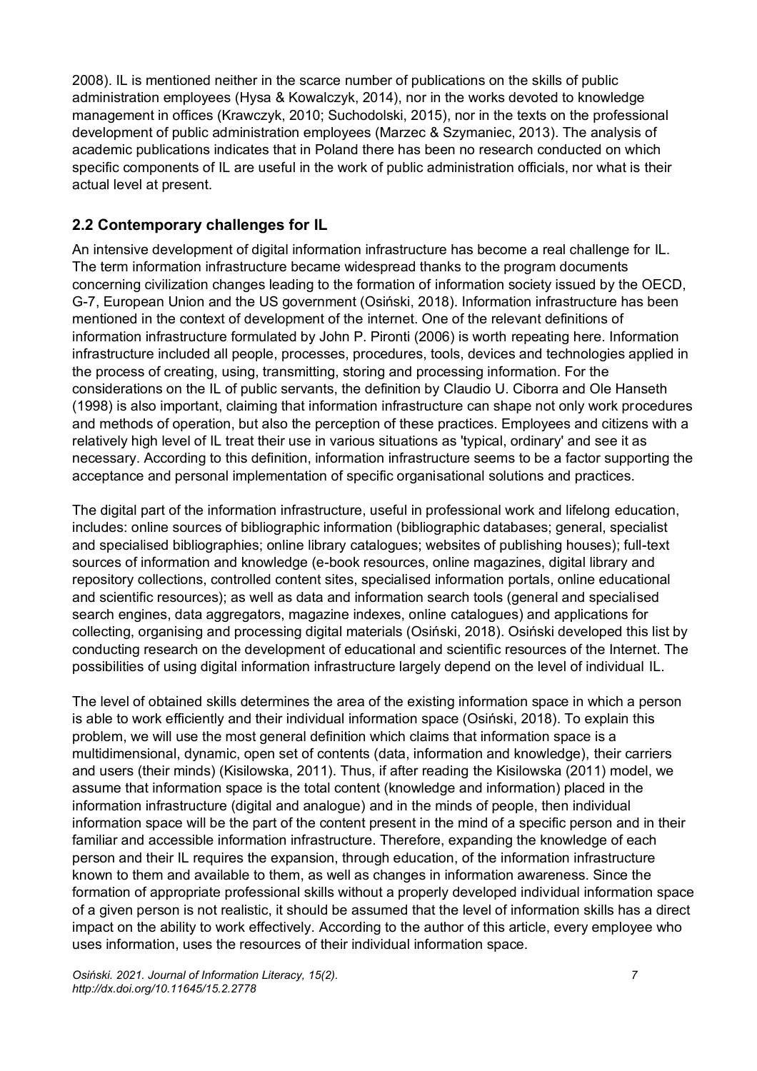2008). IL is mentioned neither in the scarce number of publications on the skills of public administration employees (Hysa & Kowalczyk, 2014), nor in the works devoted to knowledge management in offices (Krawczyk, 2010; Suchodolski, 2015), nor in the texts on the professional development of public administration employees (Marzec & Szymaniec, 2013). The analysis of academic publications indicates that in Poland there has been no research conducted on which specific components of IL are useful in the work of public administration officials, nor what is their actual level at present.

## 2.2 Contemporary challenges for IL

An intensive development of digital information infrastructure has become a real challenge for IL. The term information infrastructure became widespread thanks to the program documents concerning civilization changes leading to the formation of information society issued by the OECD, G-7, European Union and the US government (Osiński, 2018). Information infrastructure has been mentioned in the context of development of the internet. One of the relevant definitions of information infrastructure formulated by John P. Pironti (2006) is worth repeating here. Information infrastructure included all people, processes, procedures, tools, devices and technologies applied in the process of creating, using, transmitting, storing and processing information. For the considerations on the IL of public servants, the definition by Claudio U. Ciborra and Ole Hanseth (1998) is also important, claiming that information infrastructure can shape not only work procedures and methods of operation, but also the perception of these practices. Employees and citizens with a relatively high level of IL treat their use in various situations as 'typical, ordinary' and see it as necessary. According to this definition, information infrastructure seems to be a factor supporting the acceptance and personal implementation of specific organisational solutions and practices.

The digital part of the information infrastructure, useful in professional work and lifelong education, includes: online sources of bibliographic information (bibliographic databases; general, specialist and specialised bibliographies; online library catalogues; websites of publishing houses); full-text sources of information and knowledge (e-book resources, online magazines, digital library and repository collections, controlled content sites, specialised information portals, online educational and scientific resources); as well as data and information search tools (general and specialised search engines, data aggregators, magazine indexes, online catalogues) and applications for collecting, organising and processing digital materials (Osiński, 2018). Osiński developed this list by conducting research on the development of educational and scientific resources of the Internet. The possibilities of using digital information infrastructure largely depend on the level of individual IL.

The level of obtained skills determines the area of the existing information space in which a person is able to work efficiently and their individual information space (Osiński, 2018). To explain this problem, we will use the most general definition which claims that information space is a multidimensional, dynamic, open set of contents (data, information and knowledge), their carriers and users (their minds) (Kisilowska, 2011). Thus, if after reading the Kisilowska (2011) model, we assume that information space is the total content (knowledge and information) placed in the information infrastructure (digital and analogue) and in the minds of people, then individual information space will be the part of the content present in the mind of a specific person and in their familiar and accessible information infrastructure. Therefore, expanding the knowledge of each person and their IL requires the expansion, through education, of the information infrastructure known to them and available to them, as well as changes in information awareness. Since the formation of appropriate professional skills without a properly developed individual information space of a given person is not realistic, it should be assumed that the level of information skills has a direct impact on the ability to work effectively. According to the author of this article, every employee who uses information, uses the resources of their individual information space.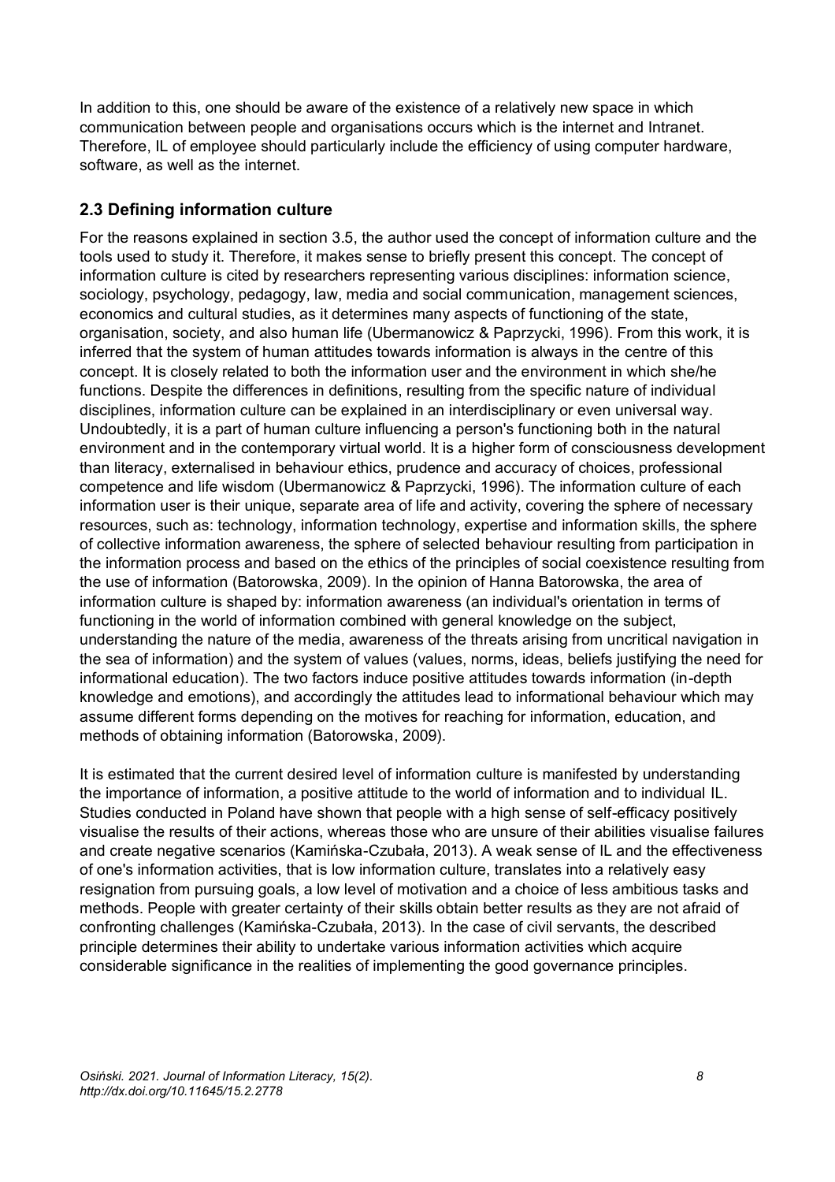In addition to this, one should be aware of the existence of a relatively new space in which communication between people and organisations occurs which is the internet and Intranet. Therefore, IL of employee should particularly include the efficiency of using computer hardware, software, as well as the internet.

## 2.3 Defining information culture

For the reasons explained in section 3.5, the author used the concept of information culture and the tools used to study it. Therefore, it makes sense to briefly present this concept. The concept of information culture is cited by researchers representing various disciplines: information science, sociology, psychology, pedagogy, law, media and social communication, management sciences, economics and cultural studies, as it determines many aspects of functioning of the state, organisation, society, and also human life (Ubermanowicz & Paprzycki, 1996). From this work, it is inferred that the system of human attitudes towards information is always in the centre of this concept. It is closely related to both the information user and the environment in which she/he functions. Despite the differences in definitions, resulting from the specific nature of individual disciplines, information culture can be explained in an interdisciplinary or even universal way. Undoubtedly, it is a part of human culture influencing a person's functioning both in the natural environment and in the contemporary virtual world. It is a higher form of consciousness development than literacy, externalised in behaviour ethics, prudence and accuracy of choices, professional competence and life wisdom (Ubermanowicz & Paprzycki, 1996). The information culture of each information user is their unique, separate area of life and activity, covering the sphere of necessary resources, such as: technology, information technology, expertise and information skills, the sphere of collective information awareness, the sphere of selected behaviour resulting from participation in the information process and based on the ethics of the principles of social coexistence resulting from the use of information (Batorowska, 2009). In the opinion of Hanna Batorowska, the area of information culture is shaped by: information awareness (an individual's orientation in terms of functioning in the world of information combined with general knowledge on the subject, understanding the nature of the media, awareness of the threats arising from uncritical navigation in the sea of information) and the system of values (values, norms, ideas, beliefs justifying the need for informational education). The two factors induce positive attitudes towards information (in-depth knowledge and emotions), and accordingly the attitudes lead to informational behaviour which may assume different forms depending on the motives for reaching for information, education, and methods of obtaining information (Batorowska, 2009).

It is estimated that the current desired level of information culture is manifested by understanding the importance of information, a positive attitude to the world of information and to individual IL. Studies conducted in Poland have shown that people with a high sense of self-efficacy positively visualise the results of their actions, whereas those who are unsure of their abilities visualise failures and create negative scenarios (Kamińska-Czubała, 2013). A weak sense of IL and the effectiveness of one's information activities, that is low information culture, translates into a relatively easy resignation from pursuing goals, a low level of motivation and a choice of less ambitious tasks and methods. People with greater certainty of their skills obtain better results as they are not afraid of confronting challenges (Kamińska-Czubała, 2013). In the case of civil servants, the described principle determines their ability to undertake various information activities which acquire considerable significance in the realities of implementing the good governance principles.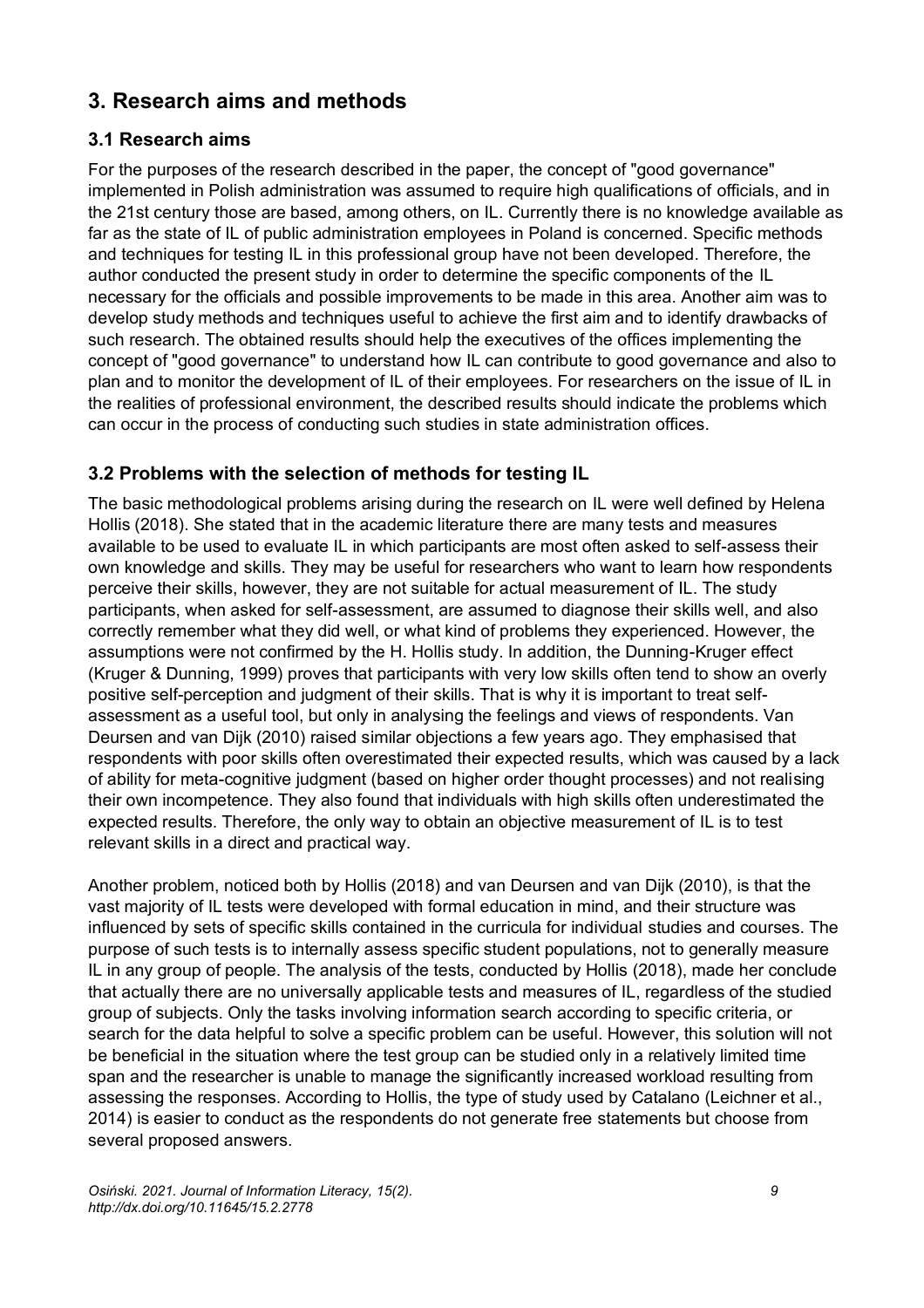## 3. Research aims and methods

### 3.1 Research aims

For the purposes of the research described in the paper, the concept of "good governance" implemented in Polish administration was assumed to require high qualifications of officials, and in the 21st century those are based, among others, on IL. Currently there is no knowledge available as far as the state of IL of public administration employees in Poland is concerned. Specific methods and techniques for testing IL in this professional group have not been developed. Therefore, the author conducted the present study in order to determine the specific components of the IL necessary for the officials and possible improvements to be made in this area. Another aim was to develop study methods and techniques useful to achieve the first aim and to identify drawbacks of such research. The obtained results should help the executives of the offices implementing the concept of "good governance" to understand how IL can contribute to good governance and also to plan and to monitor the development of IL of their employees. For researchers on the issue of IL in the realities of professional environment, the described results should indicate the problems which can occur in the process of conducting such studies in state administration offices.

### 3.2 Problems with the selection of methods for testing IL

The basic methodological problems arising during the research on IL were well defined by Helena Hollis (2018). She stated that in the academic literature there are many tests and measures available to be used to evaluate IL in which participants are most often asked to self-assess their own knowledge and skills. They may be useful for researchers who want to learn how respondents perceive their skills, however, they are not suitable for actual measurement of IL. The study participants, when asked for self-assessment, are assumed to diagnose their skills well, and also correctly remember what they did well, or what kind of problems they experienced. However, the assumptions were not confirmed by the H. Hollis study. In addition, the Dunning-Kruger effect (Kruger & Dunning, 1999) proves that participants with very low skills often tend to show an overly positive self-perception and judgment of their skills. That is why it is important to treat self-assessment as a useful tool, but only in analysing the feelings and views of respondents. Van Deursen and van Dijk (2010) raised similar objections a few years ago. They emphasised that respondents with poor skills often overestimated their expected results, which was caused by a lack of ability for meta-cognitive judgment (based on higher order thought processes) and not realising their own incompetence. They also found that individuals with high skills often underestimated the expected results. Therefore, the only way to obtain an objective measurement of IL is to test relevant skills in a direct and practical way.

Another problem, noticed both by Hollis (2018) and van Deursen and van Dijk (2010), is that the vast majority of IL tests were developed with formal education in mind, and their structure was influenced by sets of specific skills contained in the curricula for individual studies and courses. The purpose of such tests is to internally assess specific student populations, not to generally measure IL in any group of people. The analysis of the tests, conducted by Hollis (2018), made her conclude that actually there are no universally applicable tests and measures of IL, regardless of the studied group of subjects. Only the tasks involving information search according to specific criteria, or search for the data helpful to solve a specific problem can be useful. However, this solution will not be beneficial in the situation where the test group can be studied only in a relatively limited time span and the researcher is unable to manage the significantly increased workload resulting from assessing the responses. According to Hollis, the type of study used by Catalano (Leichner et al., 2014) is easier to conduct as the respondents do not generate free statements but choose from several proposed answers.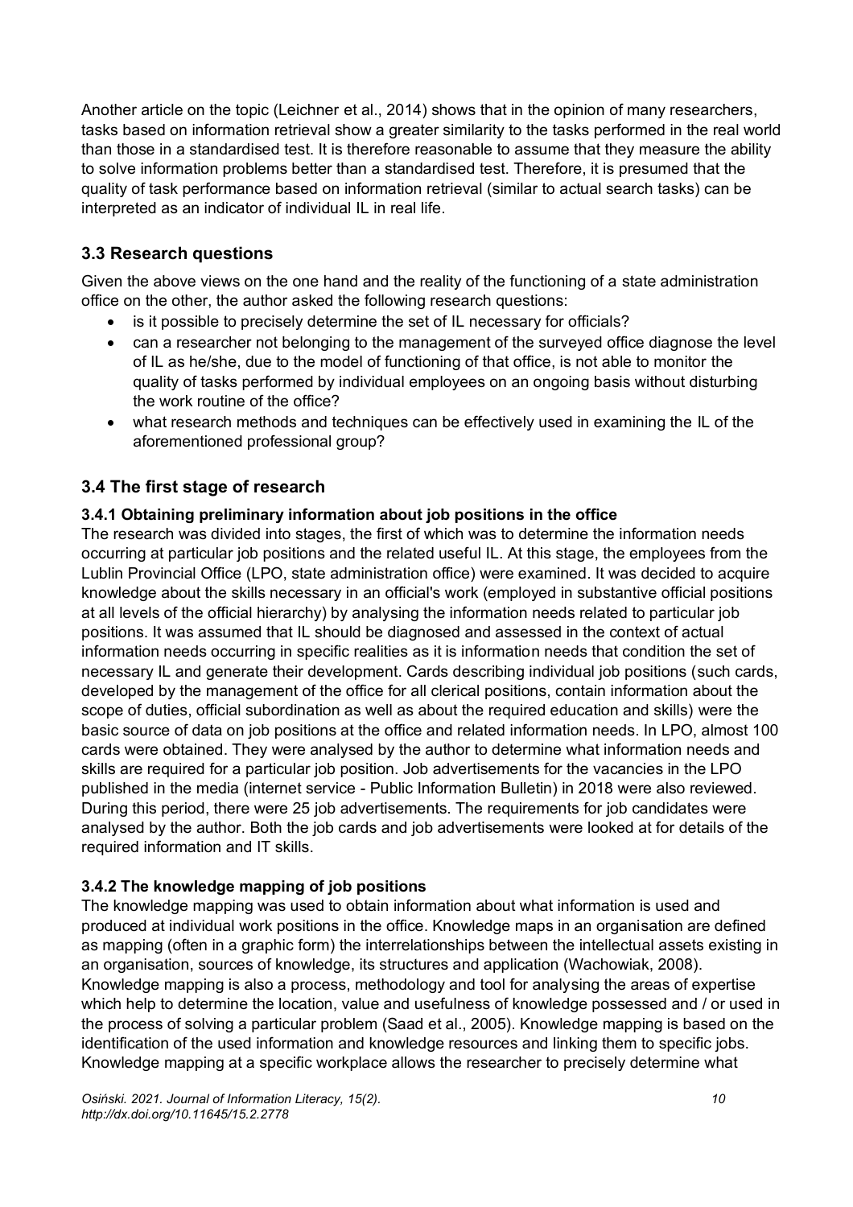Another article on the topic (Leichner et al., 2014) shows that in the opinion of many researchers, tasks based on information retrieval show a greater similarity to the tasks performed in the real world than those in a standardised test. It is therefore reasonable to assume that they measure the ability to solve information problems better than a standardised test. Therefore, it is presumed that the quality of task performance based on information retrieval (similar to actual search tasks) can be interpreted as an indicator of individual IL in real life.

### 3.3 Research questions

Given the above views on the one hand and the reality of the functioning of a state administration office on the other, the author asked the following research questions:

- is it possible to precisely determine the set of IL necessary for officials?
- can a researcher not belonging to the management of the surveyed office diagnose the level of IL as he/she, due to the model of functioning of that office, is not able to monitor the quality of tasks performed by individual employees on an ongoing basis without disturbing the work routine of the office?
- what research methods and techniques can be effectively used in examining the IL of the aforementioned professional group?

### 3.4 The first stage of research

#### 3.4.1 Obtaining preliminary information about job positions in the office

The research was divided into stages, the first of which was to determine the information needs occurring at particular job positions and the related useful IL. At this stage, the employees from the Lublin Provincial Office (LPO, state administration office) were examined. It was decided to acquire knowledge about the skills necessary in an official's work (employed in substantive official positions at all levels of the official hierarchy) by analysing the information needs related to particular job positions. It was assumed that IL should be diagnosed and assessed in the context of actual information needs occurring in specific realities as it is information needs that condition the set of necessary IL and generate their development. Cards describing individual job positions (such cards, developed by the management of the office for all clerical positions, contain information about the scope of duties, official subordination as well as about the required education and skills) were the basic source of data on job positions at the office and related information needs. In LPO, almost 100 cards were obtained. They were analysed by the author to determine what information needs and skills are required for a particular job position. Job advertisements for the vacancies in the LPO published in the media (internet service - Public Information Bulletin) in 2018 were also reviewed. During this period, there were 25 job advertisements. The requirements for job candidates were analysed by the author. Both the job cards and job advertisements were looked at for details of the required information and IT skills.

#### 3.4.2 The knowledge mapping of job positions

The knowledge mapping was used to obtain information about what information is used and produced at individual work positions in the office. Knowledge maps in an organisation are defined as mapping (often in a graphic form) the interrelationships between the intellectual assets existing in an organisation, sources of knowledge, its structures and application (Wachowiak, 2008). Knowledge mapping is also a process, methodology and tool for analysing the areas of expertise which help to determine the location, value and usefulness of knowledge possessed and / or used in the process of solving a particular problem (Saad et al., 2005). Knowledge mapping is based on the identification of the used information and knowledge resources and linking them to specific jobs. Knowledge mapping at a specific workplace allows the researcher to precisely determine what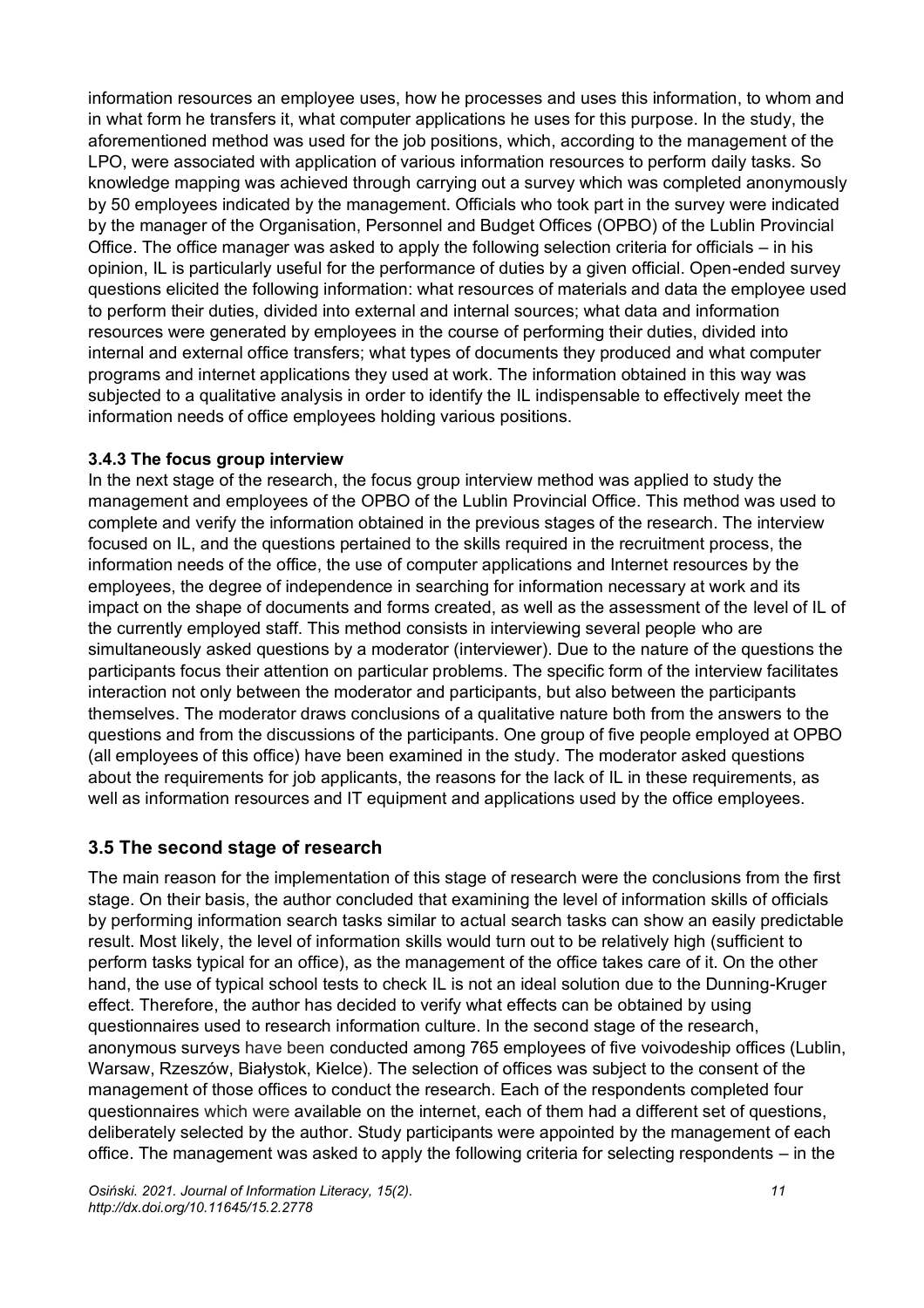information resources an employee uses, how he processes and uses this information, to whom and in what form he transfers it, what computer applications he uses for this purpose. In the study, the aforementioned method was used for the job positions, which, according to the management of the LPO, were associated with application of various information resources to perform daily tasks. So knowledge mapping was achieved through carrying out a survey which was completed anonymously by 50 employees indicated by the management. Officials who took part in the survey were indicated by the manager of the Organisation, Personnel and Budget Offices (OPBO) of the Lublin Provincial Office. The office manager was asked to apply the following selection criteria for officials – in his opinion, IL is particularly useful for the performance of duties by a given official. Open-ended survey questions elicited the following information: what resources of materials and data the employee used to perform their duties, divided into external and internal sources; what data and information resources were generated by employees in the course of performing their duties, divided into internal and external office transfers; what types of documents they produced and what computer programs and internet applications they used at work. The information obtained in this way was subjected to a qualitative analysis in order to identify the IL indispensable to effectively meet the information needs of office employees holding various positions.

### 3.4.3 The focus group interview

In the next stage of the research, the focus group interview method was applied to study the management and employees of the OPBO of the Lublin Provincial Office. This method was used to complete and verify the information obtained in the previous stages of the research. The interview focused on IL, and the questions pertained to the skills required in the recruitment process, the information needs of the office, the use of computer applications and Internet resources by the employees, the degree of independence in searching for information necessary at work and its impact on the shape of documents and forms created, as well as the assessment of the level of IL of the currently employed staff. This method consists in interviewing several people who are simultaneously asked questions by a moderator (interviewer). Due to the nature of the questions the participants focus their attention on particular problems. The specific form of the interview facilitates interaction not only between the moderator and participants, but also between the participants themselves. The moderator draws conclusions of a qualitative nature both from the answers to the questions and from the discussions of the participants. One group of five people employed at OPBO (all employees of this office) have been examined in the study. The moderator asked questions about the requirements for job applicants, the reasons for the lack of IL in these requirements, as well as information resources and IT equipment and applications used by the office employees.

## 3.5 The second stage of research

The main reason for the implementation of this stage of research were the conclusions from the first stage. On their basis, the author concluded that examining the level of information skills of officials by performing information search tasks similar to actual search tasks can show an easily predictable result. Most likely, the level of information skills would turn out to be relatively high (sufficient to perform tasks typical for an office), as the management of the office takes care of it. On the other hand, the use of typical school tests to check IL is not an ideal solution due to the Dunning-Kruger effect. Therefore, the author has decided to verify what effects can be obtained by using questionnaires used to research information culture. In the second stage of the research, anonymous surveys have been conducted among 765 employees of five voivodeship offices (Lublin, Warsaw, Rzeszów, Białystok, Kielce). The selection of offices was subject to the consent of the management of those offices to conduct the research. Each of the respondents completed four questionnaires which were available on the internet, each of them had a different set of questions, deliberately selected by the author. Study participants were appointed by the management of each office. The management was asked to apply the following criteria for selecting respondents – in the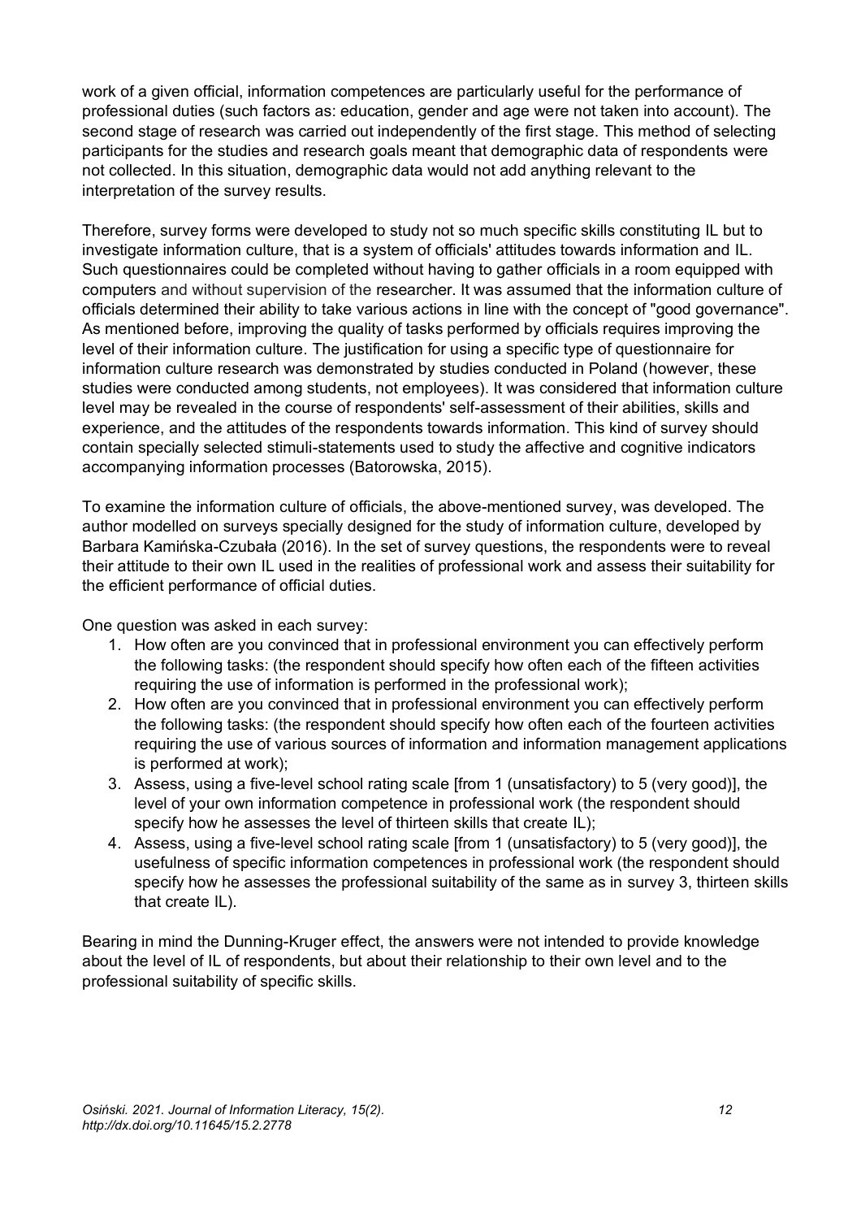work of a given official, information competences are particularly useful for the performance of professional duties (such factors as: education, gender and age were not taken into account). The second stage of research was carried out independently of the first stage. This method of selecting participants for the studies and research goals meant that demographic data of respondents were not collected. In this situation, demographic data would not add anything relevant to the interpretation of the survey results.

Therefore, survey forms were developed to study not so much specific skills constituting IL but to investigate information culture, that is a system of officials' attitudes towards information and IL. Such questionnaires could be completed without having to gather officials in a room equipped with computers and without supervision of the researcher. It was assumed that the information culture of officials determined their ability to take various actions in line with the concept of "good governance". As mentioned before, improving the quality of tasks performed by officials requires improving the level of their information culture. The justification for using a specific type of questionnaire for information culture research was demonstrated by studies conducted in Poland (however, these studies were conducted among students, not employees). It was considered that information culture level may be revealed in the course of respondents' self-assessment of their abilities, skills and experience, and the attitudes of the respondents towards information. This kind of survey should contain specially selected stimuli-statements used to study the affective and cognitive indicators accompanying information processes (Batorowska, 2015).

To examine the information culture of officials, the above-mentioned survey, was developed. The author modelled on surveys specially designed for the study of information culture, developed by Barbara Kamińska-Czubała (2016). In the set of survey questions, the respondents were to reveal their attitude to their own IL used in the realities of professional work and assess their suitability for the efficient performance of official duties.

One question was asked in each survey:

1. How often are you convinced that in professional environment you can effectively perform the following tasks: (the respondent should specify how often each of the fifteen activities requiring the use of information is performed in the professional work);
2. How often are you convinced that in professional environment you can effectively perform the following tasks: (the respondent should specify how often each of the fourteen activities requiring the use of various sources of information and information management applications is performed at work);
3. Assess, using a five-level school rating scale [from 1 (unsatisfactory) to 5 (very good)], the level of your own information competence in professional work (the respondent should specify how he assesses the level of thirteen skills that create IL);
4. Assess, using a five-level school rating scale [from 1 (unsatisfactory) to 5 (very good)], the usefulness of specific information competences in professional work (the respondent should specify how he assesses the professional suitability of the same as in survey 3, thirteen skills that create IL).

Bearing in mind the Dunning-Kruger effect, the answers were not intended to provide knowledge about the level of IL of respondents, but about their relationship to their own level and to the professional suitability of specific skills.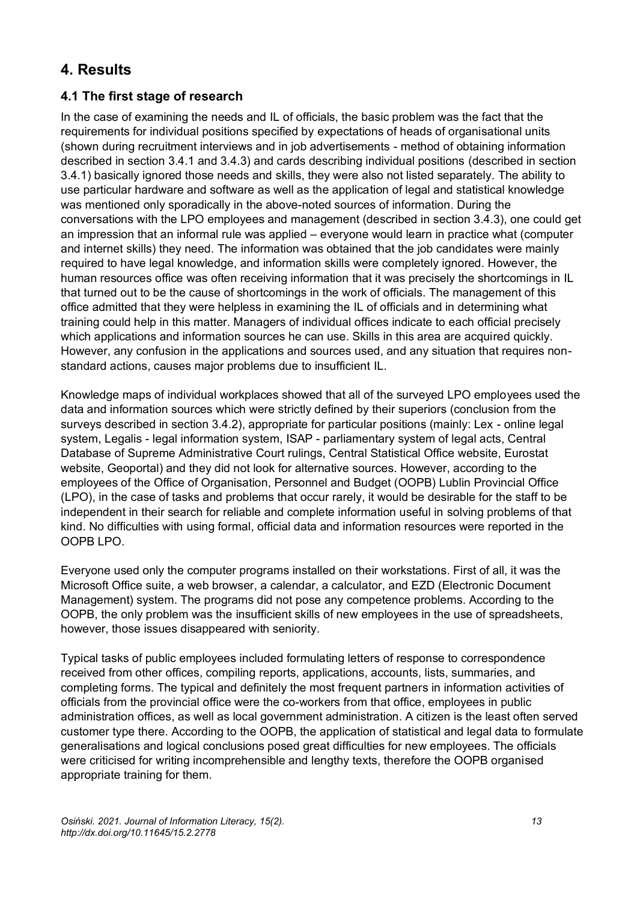## 4. Results

### 4.1 The first stage of research

In the case of examining the needs and IL of officials, the basic problem was the fact that the requirements for individual positions specified by expectations of heads of organisational units (shown during recruitment interviews and in job advertisements - method of obtaining information described in section 3.4.1 and 3.4.3) and cards describing individual positions (described in section 3.4.1) basically ignored those needs and skills, they were also not listed separately. The ability to use particular hardware and software as well as the application of legal and statistical knowledge was mentioned only sporadically in the above-noted sources of information. During the conversations with the LPO employees and management (described in section 3.4.3), one could get an impression that an informal rule was applied – everyone would learn in practice what (computer and internet skills) they need. The information was obtained that the job candidates were mainly required to have legal knowledge, and information skills were completely ignored. However, the human resources office was often receiving information that it was precisely the shortcomings in IL that turned out to be the cause of shortcomings in the work of officials. The management of this office admitted that they were helpless in examining the IL of officials and in determining what training could help in this matter. Managers of individual offices indicate to each official precisely which applications and information sources he can use. Skills in this area are acquired quickly. However, any confusion in the applications and sources used, and any situation that requires non-standard actions, causes major problems due to insufficient IL.

Knowledge maps of individual workplaces showed that all of the surveyed LPO employees used the data and information sources which were strictly defined by their superiors (conclusion from the surveys described in section 3.4.2), appropriate for particular positions (mainly: Lex - online legal system, Legalis - legal information system, ISAP - parliamentary system of legal acts, Central Database of Supreme Administrative Court rulings, Central Statistical Office website, Eurostat website, Geoportal) and they did not look for alternative sources. However, according to the employees of the Office of Organisation, Personnel and Budget (OOPB) Lublin Provincial Office (LPO), in the case of tasks and problems that occur rarely, it would be desirable for the staff to be independent in their search for reliable and complete information useful in solving problems of that kind. No difficulties with using formal, official data and information resources were reported in the OOPB LPO.

Everyone used only the computer programs installed on their workstations. First of all, it was the Microsoft Office suite, a web browser, a calendar, a calculator, and EZD (Electronic Document Management) system. The programs did not pose any competence problems. According to the OOPB, the only problem was the insufficient skills of new employees in the use of spreadsheets, however, those issues disappeared with seniority.

Typical tasks of public employees included formulating letters of response to correspondence received from other offices, compiling reports, applications, accounts, lists, summaries, and completing forms. The typical and definitely the most frequent partners in information activities of officials from the provincial office were the co-workers from that office, employees in public administration offices, as well as local government administration. A citizen is the least often served customer type there. According to the OOPB, the application of statistical and legal data to formulate generalisations and logical conclusions posed great difficulties for new employees. The officials were criticised for writing incomprehensible and lengthy texts, therefore the OOPB organised appropriate training for them.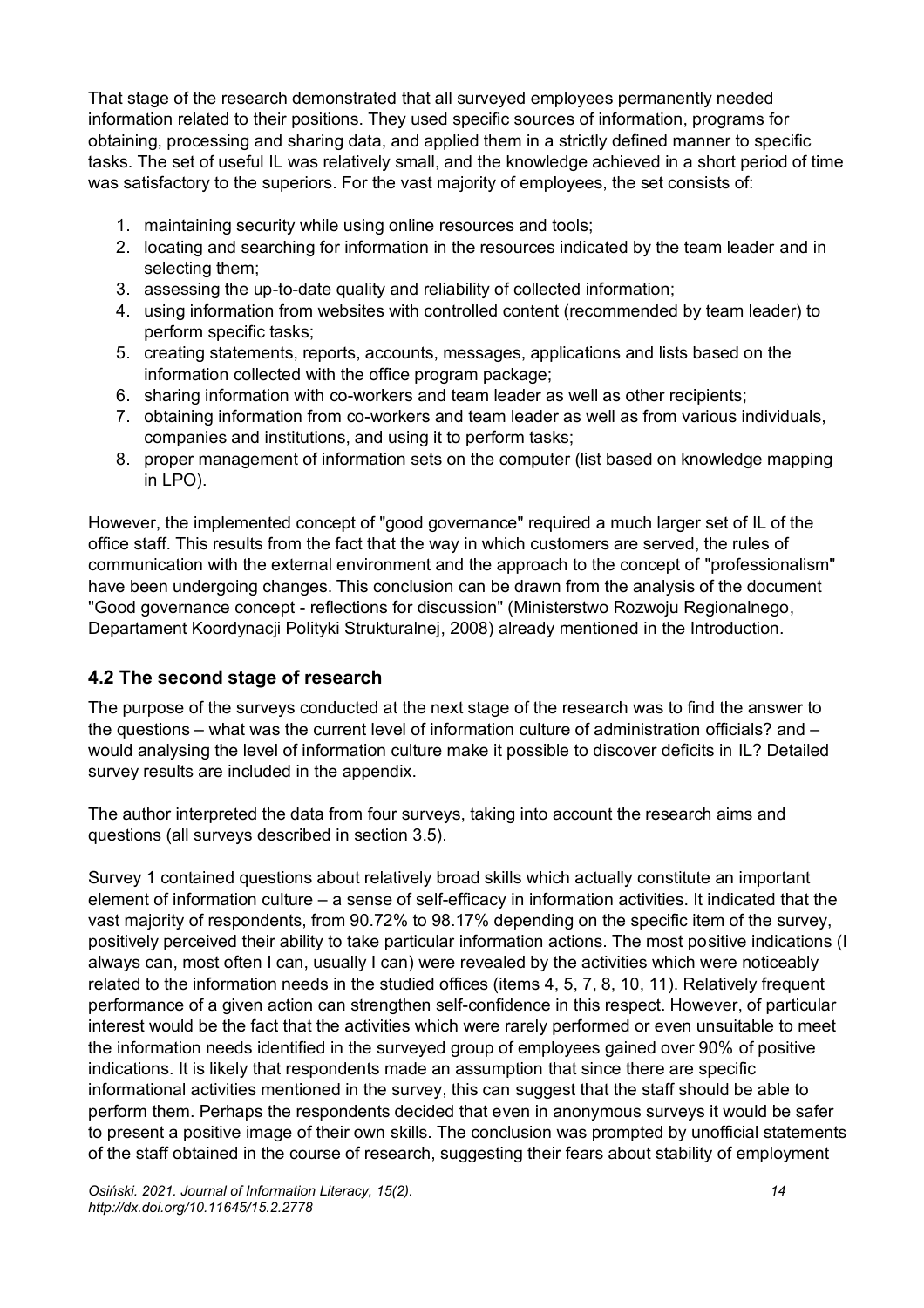That stage of the research demonstrated that all surveyed employees permanently needed information related to their positions. They used specific sources of information, programs for obtaining, processing and sharing data, and applied them in a strictly defined manner to specific tasks. The set of useful IL was relatively small, and the knowledge achieved in a short period of time was satisfactory to the superiors. For the vast majority of employees, the set consists of:

1. maintaining security while using online resources and tools;
2. locating and searching for information in the resources indicated by the team leader and in selecting them;
3. assessing the up-to-date quality and reliability of collected information;
4. using information from websites with controlled content (recommended by team leader) to perform specific tasks;
5. creating statements, reports, accounts, messages, applications and lists based on the information collected with the office program package;
6. sharing information with co-workers and team leader as well as other recipients;
7. obtaining information from co-workers and team leader as well as from various individuals, companies and institutions, and using it to perform tasks;
8. proper management of information sets on the computer (list based on knowledge mapping in LPO).

However, the implemented concept of "good governance" required a much larger set of IL of the office staff. This results from the fact that the way in which customers are served, the rules of communication with the external environment and the approach to the concept of "professionalism" have been undergoing changes. This conclusion can be drawn from the analysis of the document "Good governance concept - reflections for discussion" (Ministerstwo Rozwoju Regionalnego, Departament Koordynacji Polityki Strukturalnej, 2008) already mentioned in the Introduction.

### 4.2 The second stage of research

The purpose of the surveys conducted at the next stage of the research was to find the answer to the questions – what was the current level of information culture of administration officials? and – would analysing the level of information culture make it possible to discover deficits in IL? Detailed survey results are included in the appendix.

The author interpreted the data from four surveys, taking into account the research aims and questions (all surveys described in section 3.5).

Survey 1 contained questions about relatively broad skills which actually constitute an important element of information culture – a sense of self-efficacy in information activities. It indicated that the vast majority of respondents, from 90.72% to 98.17% depending on the specific item of the survey, positively perceived their ability to take particular information actions. The most positive indications (I always can, most often I can, usually I can) were revealed by the activities which were noticeably related to the information needs in the studied offices (items 4, 5, 7, 8, 10, 11). Relatively frequent performance of a given action can strengthen self-confidence in this respect. However, of particular interest would be the fact that the activities which were rarely performed or even unsuitable to meet the information needs identified in the surveyed group of employees gained over 90% of positive indications. It is likely that respondents made an assumption that since there are specific informational activities mentioned in the survey, this can suggest that the staff should be able to perform them. Perhaps the respondents decided that even in anonymous surveys it would be safer to present a positive image of their own skills. The conclusion was prompted by unofficial statements of the staff obtained in the course of research, suggesting their fears about stability of employment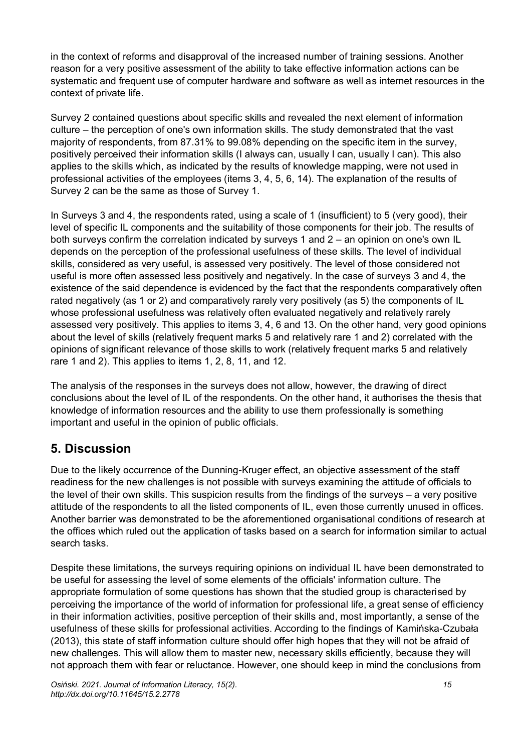in the context of reforms and disapproval of the increased number of training sessions. Another reason for a very positive assessment of the ability to take effective information actions can be systematic and frequent use of computer hardware and software as well as internet resources in the context of private life.

Survey 2 contained questions about specific skills and revealed the next element of information culture – the perception of one's own information skills. The study demonstrated that the vast majority of respondents, from 87.31% to 99.08% depending on the specific item in the survey, positively perceived their information skills (I always can, usually I can, usually I can). This also applies to the skills which, as indicated by the results of knowledge mapping, were not used in professional activities of the employees (items 3, 4, 5, 6, 14). The explanation of the results of Survey 2 can be the same as those of Survey 1.

In Surveys 3 and 4, the respondents rated, using a scale of 1 (insufficient) to 5 (very good), their level of specific IL components and the suitability of those components for their job. The results of both surveys confirm the correlation indicated by surveys 1 and 2 – an opinion on one's own IL depends on the perception of the professional usefulness of these skills. The level of individual skills, considered as very useful, is assessed very positively. The level of those considered not useful is more often assessed less positively and negatively. In the case of surveys 3 and 4, the existence of the said dependence is evidenced by the fact that the respondents comparatively often rated negatively (as 1 or 2) and comparatively rarely very positively (as 5) the components of IL whose professional usefulness was relatively often evaluated negatively and relatively rarely assessed very positively. This applies to items 3, 4, 6 and 13. On the other hand, very good opinions about the level of skills (relatively frequent marks 5 and relatively rare 1 and 2) correlated with the opinions of significant relevance of those skills to work (relatively frequent marks 5 and relatively rare 1 and 2). This applies to items 1, 2, 8, 11, and 12.

The analysis of the responses in the surveys does not allow, however, the drawing of direct conclusions about the level of IL of the respondents. On the other hand, it authorises the thesis that knowledge of information resources and the ability to use them professionally is something important and useful in the opinion of public officials.

## 5. Discussion

Due to the likely occurrence of the Dunning-Kruger effect, an objective assessment of the staff readiness for the new challenges is not possible with surveys examining the attitude of officials to the level of their own skills. This suspicion results from the findings of the surveys – a very positive attitude of the respondents to all the listed components of IL, even those currently unused in offices. Another barrier was demonstrated to be the aforementioned organisational conditions of research at the offices which ruled out the application of tasks based on a search for information similar to actual search tasks.

Despite these limitations, the surveys requiring opinions on individual IL have been demonstrated to be useful for assessing the level of some elements of the officials' information culture. The appropriate formulation of some questions has shown that the studied group is characterised by perceiving the importance of the world of information for professional life, a great sense of efficiency in their information activities, positive perception of their skills and, most importantly, a sense of the usefulness of these skills for professional activities. According to the findings of Kamińska-Czubała (2013), this state of staff information culture should offer high hopes that they will not be afraid of new challenges. This will allow them to master new, necessary skills efficiently, because they will not approach them with fear or reluctance. However, one should keep in mind the conclusions from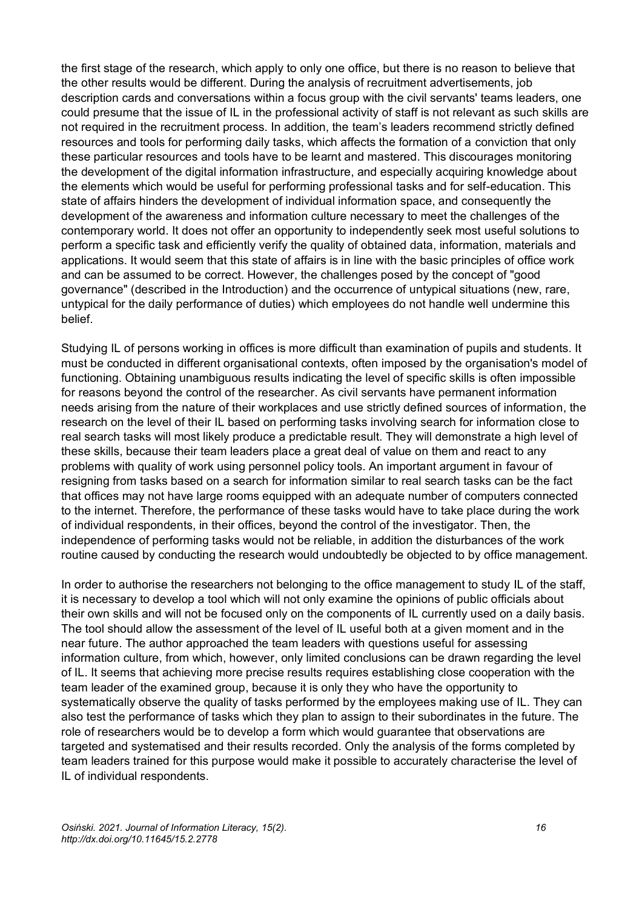the first stage of the research, which apply to only one office, but there is no reason to believe that the other results would be different. During the analysis of recruitment advertisements, job description cards and conversations within a focus group with the civil servants' teams leaders, one could presume that the issue of IL in the professional activity of staff is not relevant as such skills are not required in the recruitment process. In addition, the team's leaders recommend strictly defined resources and tools for performing daily tasks, which affects the formation of a conviction that only these particular resources and tools have to be learnt and mastered. This discourages monitoring the development of the digital information infrastructure, and especially acquiring knowledge about the elements which would be useful for performing professional tasks and for self-education. This state of affairs hinders the development of individual information space, and consequently the development of the awareness and information culture necessary to meet the challenges of the contemporary world. It does not offer an opportunity to independently seek most useful solutions to perform a specific task and efficiently verify the quality of obtained data, information, materials and applications. It would seem that this state of affairs is in line with the basic principles of office work and can be assumed to be correct. However, the challenges posed by the concept of "good governance" (described in the Introduction) and the occurrence of untypical situations (new, rare, untypical for the daily performance of duties) which employees do not handle well undermine this belief.

Studying IL of persons working in offices is more difficult than examination of pupils and students. It must be conducted in different organisational contexts, often imposed by the organisation's model of functioning. Obtaining unambiguous results indicating the level of specific skills is often impossible for reasons beyond the control of the researcher. As civil servants have permanent information needs arising from the nature of their workplaces and use strictly defined sources of information, the research on the level of their IL based on performing tasks involving search for information close to real search tasks will most likely produce a predictable result. They will demonstrate a high level of these skills, because their team leaders place a great deal of value on them and react to any problems with quality of work using personnel policy tools. An important argument in favour of resigning from tasks based on a search for information similar to real search tasks can be the fact that offices may not have large rooms equipped with an adequate number of computers connected to the internet. Therefore, the performance of these tasks would have to take place during the work of individual respondents, in their offices, beyond the control of the investigator. Then, the independence of performing tasks would not be reliable, in addition the disturbances of the work routine caused by conducting the research would undoubtedly be objected to by office management.

In order to authorise the researchers not belonging to the office management to study IL of the staff, it is necessary to develop a tool which will not only examine the opinions of public officials about their own skills and will not be focused only on the components of IL currently used on a daily basis. The tool should allow the assessment of the level of IL useful both at a given moment and in the near future. The author approached the team leaders with questions useful for assessing information culture, from which, however, only limited conclusions can be drawn regarding the level of IL. It seems that achieving more precise results requires establishing close cooperation with the team leader of the examined group, because it is only they who have the opportunity to systematically observe the quality of tasks performed by the employees making use of IL. They can also test the performance of tasks which they plan to assign to their subordinates in the future. The role of researchers would be to develop a form which would guarantee that observations are targeted and systematised and their results recorded. Only the analysis of the forms completed by team leaders trained for this purpose would make it possible to accurately characterise the level of IL of individual respondents.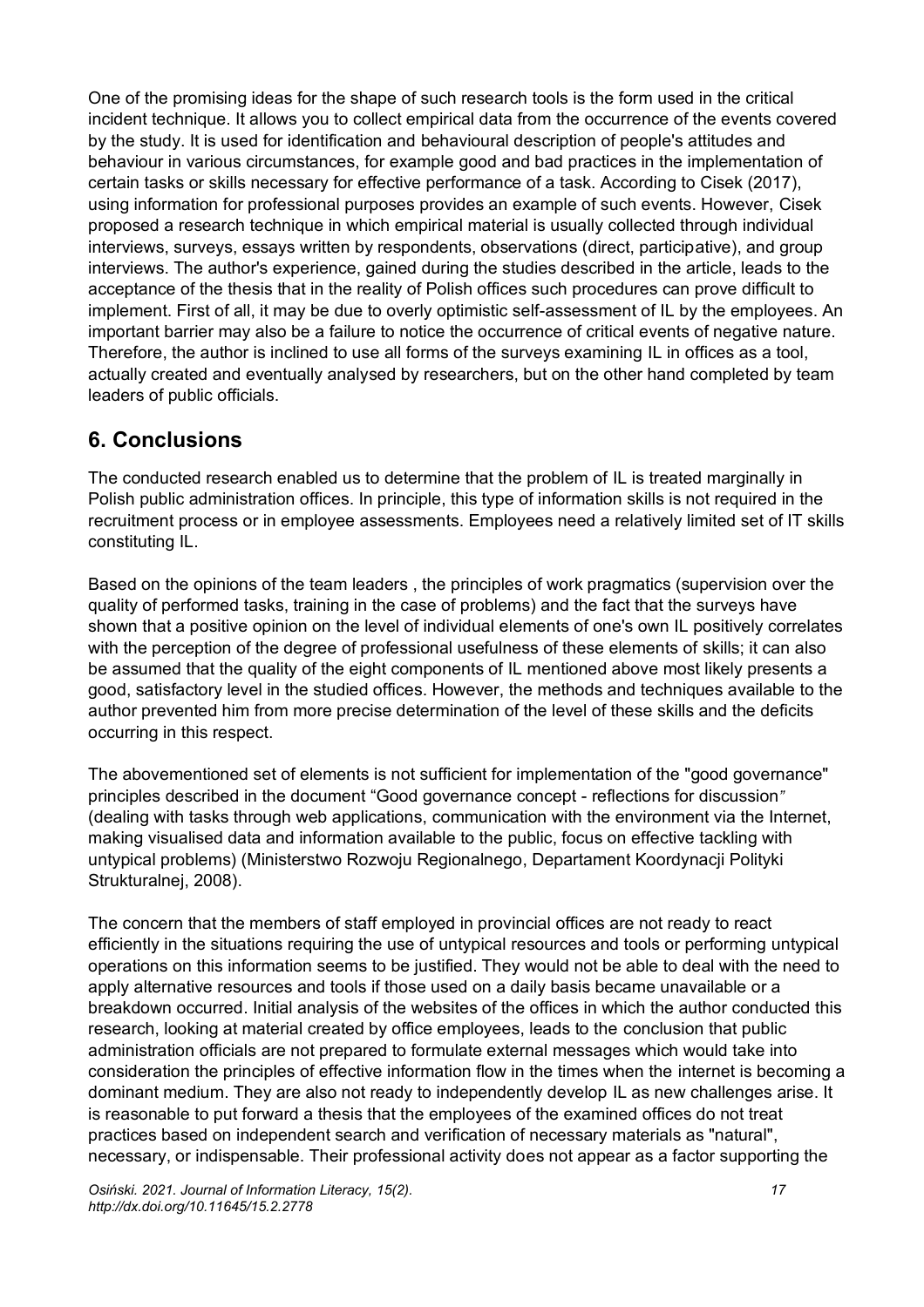One of the promising ideas for the shape of such research tools is the form used in the critical incident technique. It allows you to collect empirical data from the occurrence of the events covered by the study. It is used for identification and behavioural description of people's attitudes and behaviour in various circumstances, for example good and bad practices in the implementation of certain tasks or skills necessary for effective performance of a task. According to Cisek (2017), using information for professional purposes provides an example of such events. However, Cisek proposed a research technique in which empirical material is usually collected through individual interviews, surveys, essays written by respondents, observations (direct, participative), and group interviews. The author's experience, gained during the studies described in the article, leads to the acceptance of the thesis that in the reality of Polish offices such procedures can prove difficult to implement. First of all, it may be due to overly optimistic self-assessment of IL by the employees. An important barrier may also be a failure to notice the occurrence of critical events of negative nature. Therefore, the author is inclined to use all forms of the surveys examining IL in offices as a tool, actually created and eventually analysed by researchers, but on the other hand completed by team leaders of public officials.

## 6. Conclusions

The conducted research enabled us to determine that the problem of IL is treated marginally in Polish public administration offices. In principle, this type of information skills is not required in the recruitment process or in employee assessments. Employees need a relatively limited set of IT skills constituting IL.

Based on the opinions of the team leaders , the principles of work pragmatics (supervision over the quality of performed tasks, training in the case of problems) and the fact that the surveys have shown that a positive opinion on the level of individual elements of one's own IL positively correlates with the perception of the degree of professional usefulness of these elements of skills; it can also be assumed that the quality of the eight components of IL mentioned above most likely presents a good, satisfactory level in the studied offices. However, the methods and techniques available to the author prevented him from more precise determination of the level of these skills and the deficits occurring in this respect.

The abovementioned set of elements is not sufficient for implementation of the "good governance" principles described in the document "Good governance concept - reflections for discussion" (dealing with tasks through web applications, communication with the environment via the Internet, making visualised data and information available to the public, focus on effective tackling with untypical problems) (Ministerstwo Rozwoju Regionalnego, Departament Koordynacji Polityki Strukturalnej, 2008).

The concern that the members of staff employed in provincial offices are not ready to react efficiently in the situations requiring the use of untypical resources and tools or performing untypical operations on this information seems to be justified. They would not be able to deal with the need to apply alternative resources and tools if those used on a daily basis became unavailable or a breakdown occurred. Initial analysis of the websites of the offices in which the author conducted this research, looking at material created by office employees, leads to the conclusion that public administration officials are not prepared to formulate external messages which would take into consideration the principles of effective information flow in the times when the internet is becoming a dominant medium. They are also not ready to independently develop IL as new challenges arise. It is reasonable to put forward a thesis that the employees of the examined offices do not treat practices based on independent search and verification of necessary materials as "natural", necessary, or indispensable. Their professional activity does not appear as a factor supporting the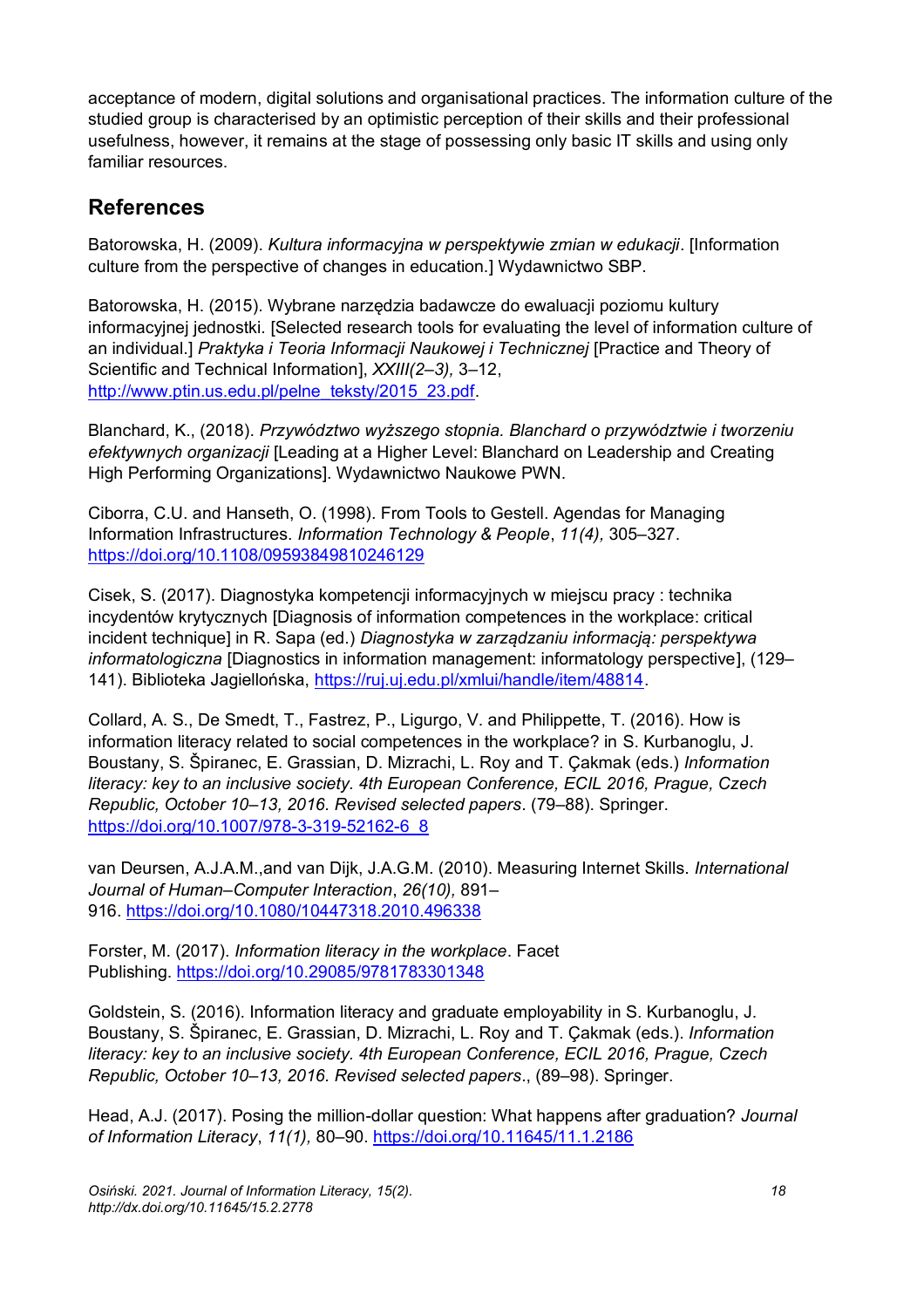acceptance of modern, digital solutions and organisational practices. The information culture of the studied group is characterised by an optimistic perception of their skills and their professional usefulness, however, it remains at the stage of possessing only basic IT skills and using only familiar resources.

## References

Batorowska, H. (2009). *Kultura informacyjna w perspektywie zmian w edukacji*. [Information culture from the perspective of changes in education.] Wydawnictwo SBP.

Batorowska, H. (2015). Wybrane narzędzia badawcze do ewaluacji poziomu kultury informacyjnej jednostki. [Selected research tools for evaluating the level of information culture of an individual.] *Praktyka i Teoria Informacji Naukowej i Technicznej* [Practice and Theory of Scientific and Technical Information], *XXIII(2–3),* 3–12, http://www.ptin.us.edu.pl/pelne_teksty/2015_23.pdf.

Blanchard, K., (2018). *Przywództwo wyższego stopnia. Blanchard o przywództwie i tworzeniu efektywnych organizacji* [Leading at a Higher Level: Blanchard on Leadership and Creating High Performing Organizations]. Wydawnictwo Naukowe PWN.

Ciborra, C.U. and Hanseth, O. (1998). From Tools to Gestell. Agendas for Managing Information Infrastructures. *Information Technology & People*, *11(4),* 305–327. https://doi.org/10.1108/09593849810246129

Cisek, S. (2017). Diagnostyka kompetencji informacyjnych w miejscu pracy : technika incydentów krytycznych [Diagnosis of information competences in the workplace: critical incident technique] in R. Sapa (ed.) *Diagnostyka w zarządzaniu informacją: perspektywa informatologiczna* [Diagnostics in information management: informatology perspective], (129–141). Biblioteka Jagiellońska, https://ruj.uj.edu.pl/xmlui/handle/item/48814.

Collard, A. S., De Smedt, T., Fastrez, P., Ligurgo, V. and Philippette, T. (2016). How is information literacy related to social competences in the workplace? in S. Kurbanoglu, J. Boustany, S. Špiranec, E. Grassian, D. Mizrachi, L. Roy and T. Çakmak (eds.) *Information literacy: key to an inclusive society. 4th European Conference, ECIL 2016, Prague, Czech Republic, October 10–13, 2016. Revised selected papers*. (79–88). Springer. https://doi.org/10.1007/978-3-319-52162-6_8

van Deursen, A.J.A.M.,and van Dijk, J.A.G.M. (2010). Measuring Internet Skills. *International Journal of Human–Computer Interaction*, *26(10),* 891–916. https://doi.org/10.1080/10447318.2010.496338

Forster, M. (2017). *Information literacy in the workplace*. Facet Publishing. https://doi.org/10.29085/9781783301348

Goldstein, S. (2016). Information literacy and graduate employability in S. Kurbanoglu, J. Boustany, S. Špiranec, E. Grassian, D. Mizrachi, L. Roy and T. Çakmak (eds.). *Information literacy: key to an inclusive society. 4th European Conference, ECIL 2016, Prague, Czech Republic, October 10–13, 2016. Revised selected papers*., (89–98). Springer.

Head, A.J. (2017). Posing the million-dollar question: What happens after graduation? *Journal of Information Literacy*, *11(1),* 80–90. https://doi.org/10.11645/11.1.2186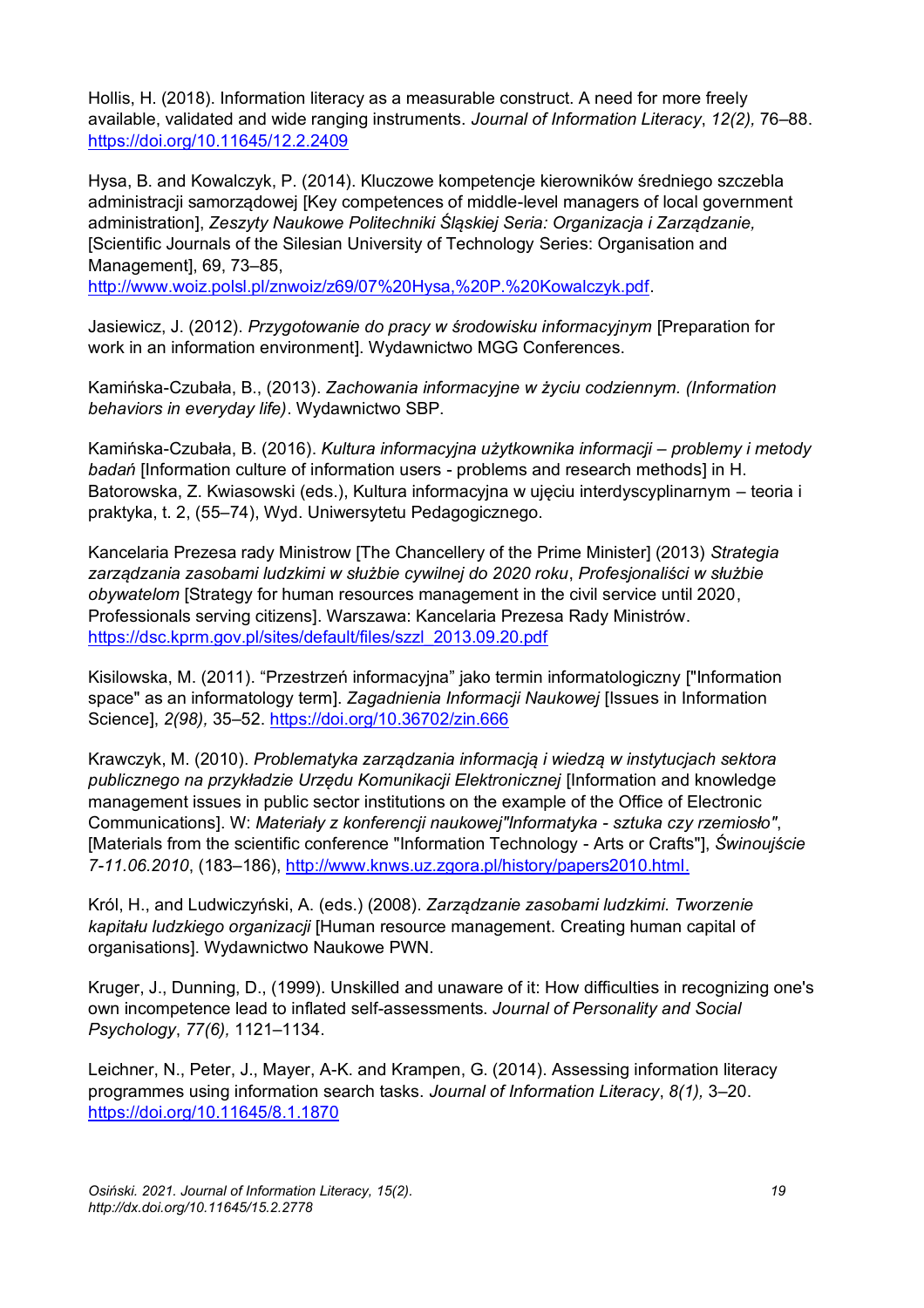Hollis, H. (2018). Information literacy as a measurable construct. A need for more freely available, validated and wide ranging instruments. *Journal of Information Literacy*, *12(2),* 76–88. https://doi.org/10.11645/12.2.2409

Hysa, B. and Kowalczyk, P. (2014). Kluczowe kompetencje kierowników średniego szczebla administracji samorządowej [Key competences of middle-level managers of local government administration], *Zeszyty Naukowe Politechniki Śląskiej Seria: Organizacja i Zarządzanie,* [Scientific Journals of the Silesian University of Technology Series: Organisation and Management], 69, 73–85, http://www.woiz.polsl.pl/znwoiz/z69/07%20Hysa,%20P.%20Kowalczyk.pdf.

Jasiewicz, J. (2012). *Przygotowanie do pracy w środowisku informacyjnym* [Preparation for work in an information environment]. Wydawnictwo MGG Conferences.

Kamińska-Czubała, B., (2013). *Zachowania informacyjne w życiu codziennym. (Information behaviors in everyday life)*. Wydawnictwo SBP.

Kamińska-Czubała, B. (2016). *Kultura informacyjna użytkownika informacji – problemy i metody badań* [Information culture of information users - problems and research methods] in H. Batorowska, Z. Kwiasowski (eds.), Kultura informacyjna w ujęciu interdyscyplinarnym – teoria i praktyka, t. 2, (55–74), Wyd. Uniwersytetu Pedagogicznego.

Kancelaria Prezesa rady Ministrow [The Chancellery of the Prime Minister] (2013) *Strategia zarządzania zasobami ludzkimi w służbie cywilnej do 2020 roku*, *Profesjonaliści w służbie obywatelom* [Strategy for human resources management in the civil service until 2020, Professionals serving citizens]. Warszawa: Kancelaria Prezesa Rady Ministrów. https://dsc.kprm.gov.pl/sites/default/files/szzl_2013.09.20.pdf

Kisilowska, M. (2011). "Przestrzeń informacyjna" jako termin informatologiczny ["Information space" as an informatology term]. *Zagadnienia Informacji Naukowej* [Issues in Information Science], *2(98),* 35–52. https://doi.org/10.36702/zin.666

Krawczyk, M. (2010). *Problematyka zarządzania informacją i wiedzą w instytucjach sektora publicznego na przykładzie Urzędu Komunikacji Elektronicznej* [Information and knowledge management issues in public sector institutions on the example of the Office of Electronic Communications]. W: *Materiały z konferencji naukowej"Informatyka - sztuka czy rzemiosło"*, [Materials from the scientific conference "Information Technology - Arts or Crafts"], *Świnoujście 7-11.06.2010*, (183–186), http://www.knws.uz.zgora.pl/history/papers2010.html.

Król, H., and Ludwiczyński, A. (eds.) (2008). *Zarządzanie zasobami ludzkimi. Tworzenie kapitału ludzkiego organizacji* [Human resource management. Creating human capital of organisations]. Wydawnictwo Naukowe PWN.

Kruger, J., Dunning, D., (1999). Unskilled and unaware of it: How difficulties in recognizing one's own incompetence lead to inflated self-assessments. *Journal of Personality and Social Psychology*, *77(6),* 1121–1134.

Leichner, N., Peter, J., Mayer, A-K. and Krampen, G. (2014). Assessing information literacy programmes using information search tasks. *Journal of Information Literacy*, *8(1),* 3–20. https://doi.org/10.11645/8.1.1870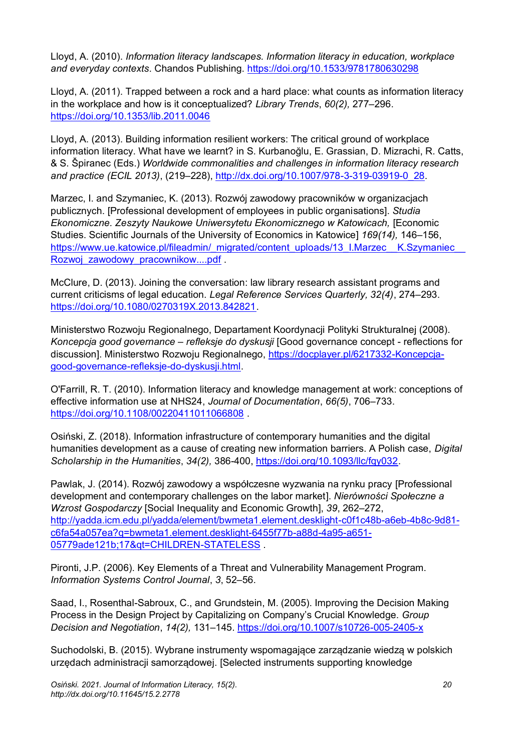Lloyd, A. (2010). *Information literacy landscapes. Information literacy in education, workplace and everyday contexts*. Chandos Publishing. https://doi.org/10.1533/9781780630298

Lloyd, A. (2011). Trapped between a rock and a hard place: what counts as information literacy in the workplace and how is it conceptualized? *Library Trends*, *60(2),* 277–296. https://doi.org/10.1353/lib.2011.0046

Lloyd, A. (2013). Building information resilient workers: The critical ground of workplace information literacy. What have we learnt? in S. Kurbanoğlu, E. Grassian, D. Mizrachi, R. Catts, & S. Špiranec (Eds.) *Worldwide commonalities and challenges in information literacy research and practice (ECIL 2013)*, (219–228), http://dx.doi.org/10.1007/978-3-319-03919-0_28.

Marzec, I. and Szymaniec, K. (2013). Rozwój zawodowy pracowników w organizacjach publicznych. [Professional development of employees in public organisations]. *Studia Ekonomiczne. Zeszyty Naukowe Uniwersytetu Ekonomicznego w Katowicach,* [Economic Studies. Scientific Journals of the University of Economics in Katowice] *169(14),* 146–156, https://www.ue.katowice.pl/fileadmin/_migrated/content_uploads/13_I.Marzec__K.Szymaniec__Rozwoj_zawodowy_pracownikow....pdf .

McClure, D. (2013). Joining the conversation: law library research assistant programs and current criticisms of legal education. *Legal Reference Services Quarterly, 32(4)*, 274–293. https://doi.org/10.1080/0270319X.2013.842821.

Ministerstwo Rozwoju Regionalnego, Departament Koordynacji Polityki Strukturalnej (2008). *Koncepcja good governance – refleksje do dyskusji* [Good governance concept - reflections for discussion]. Ministerstwo Rozwoju Regionalnego, https://docplayer.pl/6217332-Koncepcja-good-governance-refleksje-do-dyskusji.html.

O'Farrill, R. T. (2010). Information literacy and knowledge management at work: conceptions of effective information use at NHS24, *Journal of Documentation*, *66(5)*, 706–733. https://doi.org/10.1108/00220411011066808 .

Osiński, Z. (2018). Information infrastructure of contemporary humanities and the digital humanities development as a cause of creating new information barriers. A Polish case, *Digital Scholarship in the Humanities*, *34(2),* 386-400, https://doi.org/10.1093/llc/fqy032.

Pawlak, J. (2014). Rozwój zawodowy a współczesne wyzwania na rynku pracy [Professional development and contemporary challenges on the labor market]. *Nierówności Społeczne a Wzrost Gospodarczy* [Social Inequality and Economic Growth], *39*, 262–272, http://yadda.icm.edu.pl/yadda/element/bwmeta1.element.desklight-c0f1c48b-a6eb-4b8c-9d81-c6fa54a057ea?q=bwmeta1.element.desklight-6455f77b-a88d-4a95-a651-05779ade121b;17&qt=CHILDREN-STATELESS .

Pironti, J.P. (2006). Key Elements of a Threat and Vulnerability Management Program. *Information Systems Control Journal*, *3*, 52–56.

Saad, I., Rosenthal-Sabroux, C., and Grundstein, M. (2005). Improving the Decision Making Process in the Design Project by Capitalizing on Company's Crucial Knowledge. *Group Decision and Negotiation*, *14(2),* 131–145. https://doi.org/10.1007/s10726-005-2405-x

Suchodolski, B. (2015). Wybrane instrumenty wspomagające zarządzanie wiedzą w polskich urzędach administracji samorządowej. [Selected instruments supporting knowledge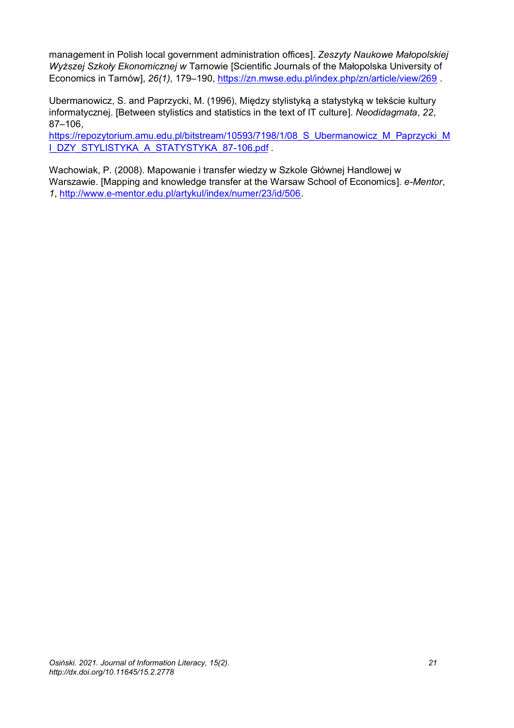management in Polish local government administration offices]. *Zeszyty Naukowe Małopolskiej Wyższej Szkoły Ekonomicznej w* Tarnowie [Scientific Journals of the Małopolska University of Economics in Tarnów], *26(1),* 179–190, https://zn.mwse.edu.pl/index.php/zn/article/view/269 .

Ubermanowicz, S. and Paprzycki, M. (1996), Między stylistyką a statystyką w tekście kultury informatycznej. [Between stylistics and statistics in the text of IT culture]. *Neodidagmata*, *22*, 87–106, https://repozytorium.amu.edu.pl/bitstream/10593/7198/1/08_S_Ubermanowicz_M_Paprzycki_MI_DZY_STYLISTYKA_A_STATYSTYKA_87-106.pdf .

Wachowiak, P. (2008). Mapowanie i transfer wiedzy w Szkole Głównej Handlowej w Warszawie. [Mapping and knowledge transfer at the Warsaw School of Economics]. *e-Mentor*, *1*, http://www.e-mentor.edu.pl/artykul/index/numer/23/id/506.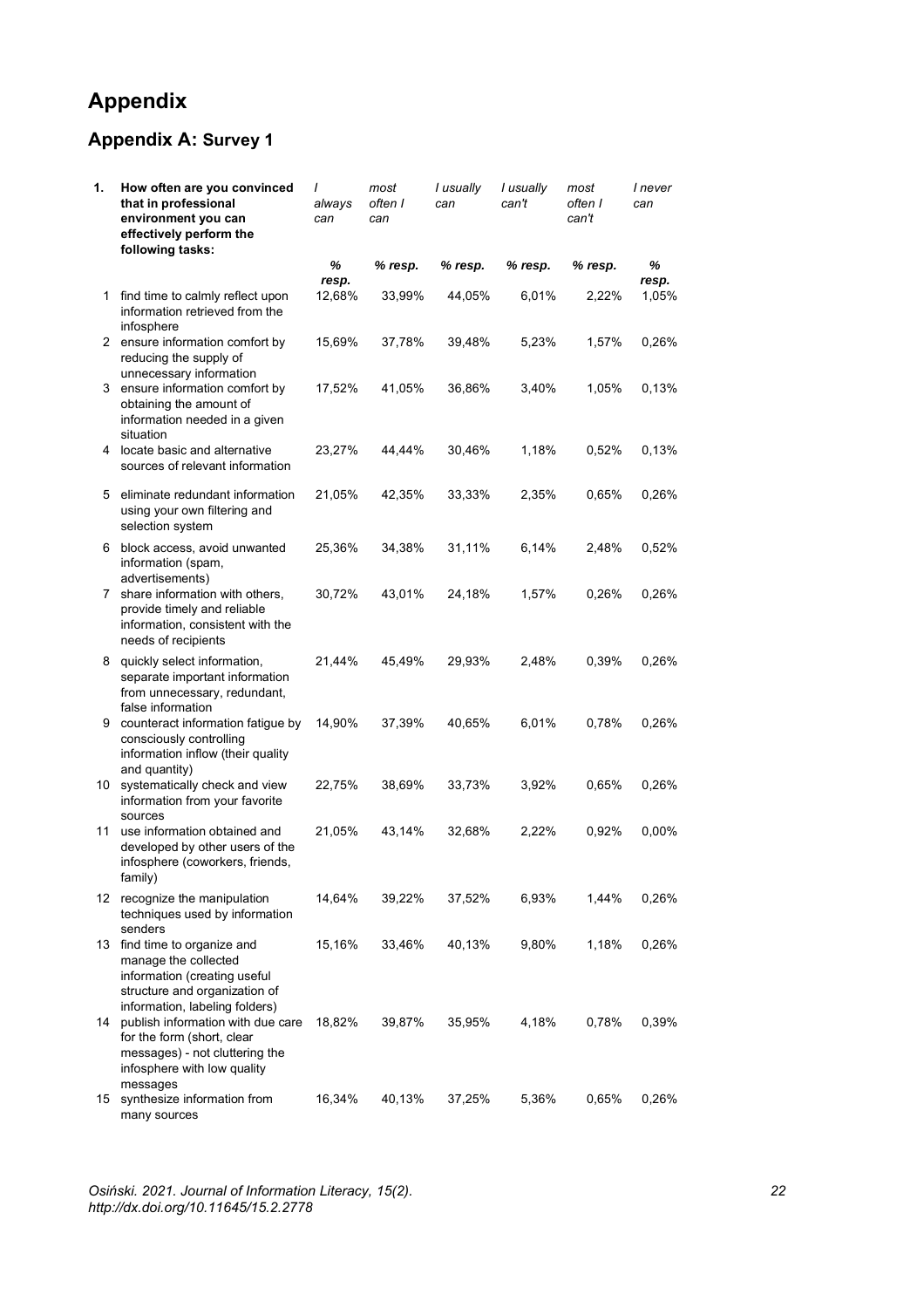# Appendix

## Appendix A: Survey 1

| 1. | How often are you convinced that in professional environment you can effectively perform the following tasks: | *I always can* | *most often I can* | *I usually can* | *I usually can't* | *most often I can't* | *I never can* |
|---|---|---|---|---|---|---|---|
| | | *% resp.* | *% resp.* | *% resp.* | *% resp.* | *% resp.* | *% resp.* |
| 1 | find time to calmly reflect upon information retrieved from the infosphere | 12,68% | 33,99% | 44,05% | 6,01% | 2,22% | 1,05% |
| 2 | ensure information comfort by reducing the supply of unnecessary information | 15,69% | 37,78% | 39,48% | 5,23% | 1,57% | 0,26% |
| 3 | ensure information comfort by obtaining the amount of information needed in a given situation | 17,52% | 41,05% | 36,86% | 3,40% | 1,05% | 0,13% |
| 4 | locate basic and alternative sources of relevant information | 23,27% | 44,44% | 30,46% | 1,18% | 0,52% | 0,13% |
| 5 | eliminate redundant information using your own filtering and selection system | 21,05% | 42,35% | 33,33% | 2,35% | 0,65% | 0,26% |
| 6 | block access, avoid unwanted information (spam, advertisements) | 25,36% | 34,38% | 31,11% | 6,14% | 2,48% | 0,52% |
| 7 | share information with others, provide timely and reliable information, consistent with the needs of recipients | 30,72% | 43,01% | 24,18% | 1,57% | 0,26% | 0,26% |
| 8 | quickly select information, separate important information from unnecessary, redundant, false information | 21,44% | 45,49% | 29,93% | 2,48% | 0,39% | 0,26% |
| 9 | counteract information fatigue by consciously controlling information inflow (their quality and quantity) | 14,90% | 37,39% | 40,65% | 6,01% | 0,78% | 0,26% |
| 10 | systematically check and view information from your favorite sources | 22,75% | 38,69% | 33,73% | 3,92% | 0,65% | 0,26% |
| 11 | use information obtained and developed by other users of the infosphere (coworkers, friends, family) | 21,05% | 43,14% | 32,68% | 2,22% | 0,92% | 0,00% |
| 12 | recognize the manipulation techniques used by information senders | 14,64% | 39,22% | 37,52% | 6,93% | 1,44% | 0,26% |
| 13 | find time to organize and manage the collected information (creating useful structure and organization of information, labeling folders) | 15,16% | 33,46% | 40,13% | 9,80% | 1,18% | 0,26% |
| 14 | publish information with due care for the form (short, clear messages) - not cluttering the infosphere with low quality messages | 18,82% | 39,87% | 35,95% | 4,18% | 0,78% | 0,39% |
| 15 | synthesize information from many sources | 16,34% | 40,13% | 37,25% | 5,36% | 0,65% | 0,26% |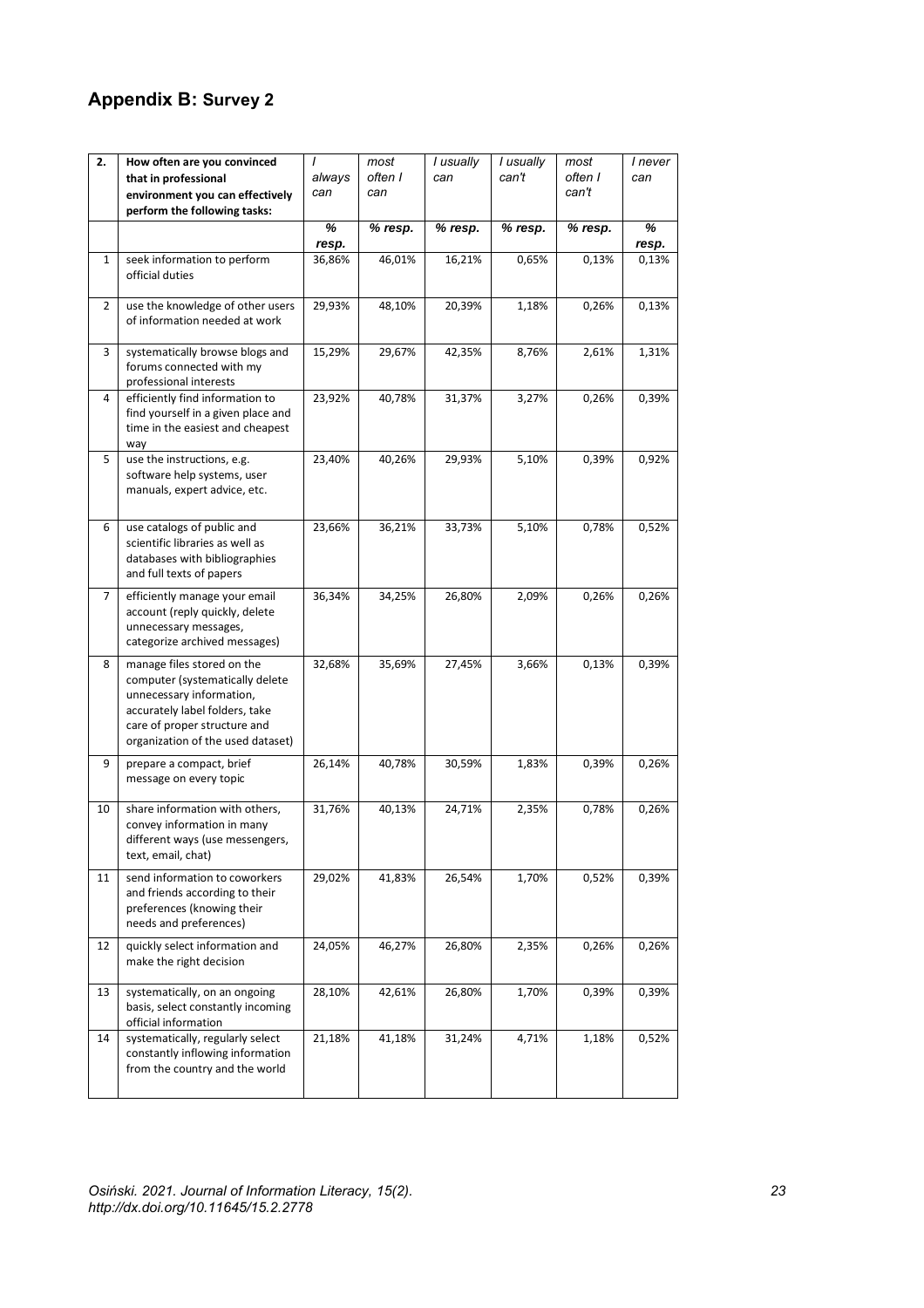## Appendix B: Survey 2

| 2. | How often are you convinced that in professional environment you can effectively perform the following tasks: | *I always can* | *most often I can* | *I usually can* | *I usually can't* | *most often I can't* | *I never can* |
|---|---|---|---|---|---|---|---|
| | | *% resp.* | *% resp.* | *% resp.* | *% resp.* | *% resp.* | *% resp.* |
| 1 | seek information to perform official duties | 36,86% | 46,01% | 16,21% | 0,65% | 0,13% | 0,13% |
| 2 | use the knowledge of other users of information needed at work | 29,93% | 48,10% | 20,39% | 1,18% | 0,26% | 0,13% |
| 3 | systematically browse blogs and forums connected with my professional interests | 15,29% | 29,67% | 42,35% | 8,76% | 2,61% | 1,31% |
| 4 | efficiently find information to find yourself in a given place and time in the easiest and cheapest way | 23,92% | 40,78% | 31,37% | 3,27% | 0,26% | 0,39% |
| 5 | use the instructions, e.g. software help systems, user manuals, expert advice, etc. | 23,40% | 40,26% | 29,93% | 5,10% | 0,39% | 0,92% |
| 6 | use catalogs of public and scientific libraries as well as databases with bibliographies and full texts of papers | 23,66% | 36,21% | 33,73% | 5,10% | 0,78% | 0,52% |
| 7 | efficiently manage your email account (reply quickly, delete unnecessary messages, categorize archived messages) | 36,34% | 34,25% | 26,80% | 2,09% | 0,26% | 0,26% |
| 8 | manage files stored on the computer (systematically delete unnecessary information, accurately label folders, take care of proper structure and organization of the used dataset) | 32,68% | 35,69% | 27,45% | 3,66% | 0,13% | 0,39% |
| 9 | prepare a compact, brief message on every topic | 26,14% | 40,78% | 30,59% | 1,83% | 0,39% | 0,26% |
| 10 | share information with others, convey information in many different ways (use messengers, text, email, chat) | 31,76% | 40,13% | 24,71% | 2,35% | 0,78% | 0,26% |
| 11 | send information to coworkers and friends according to their preferences (knowing their needs and preferences) | 29,02% | 41,83% | 26,54% | 1,70% | 0,52% | 0,39% |
| 12 | quickly select information and make the right decision | 24,05% | 46,27% | 26,80% | 2,35% | 0,26% | 0,26% |
| 13 | systematically, on an ongoing basis, select constantly incoming official information | 28,10% | 42,61% | 26,80% | 1,70% | 0,39% | 0,39% |
| 14 | systematically, regularly select constantly inflowing information from the country and the world | 21,18% | 41,18% | 31,24% | 4,71% | 1,18% | 0,52% |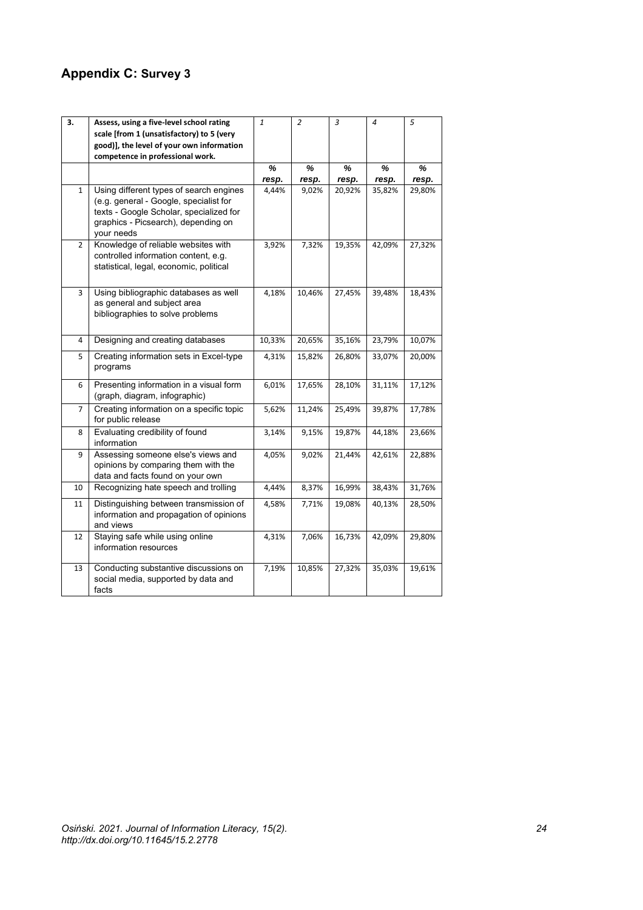# Appendix C: Survey 3

| 3. | Assess, using a five-level school rating scale [from 1 (unsatisfactory) to 5 (very good)], the level of your own information competence in professional work. | 1 | 2 | 3 | 4 | 5 |
|---|---|---|---|---|---|---|
| | | *% resp.* | *% resp.* | *% resp.* | *% resp.* | *% resp.* |
| 1 | Using different types of search engines (e.g. general - Google, specialist for texts - Google Scholar, specialized for graphics - Picsearch), depending on your needs | 4,44% | 9,02% | 20,92% | 35,82% | 29,80% |
| 2 | Knowledge of reliable websites with controlled information content, e.g. statistical, legal, economic, political | 3,92% | 7,32% | 19,35% | 42,09% | 27,32% |
| 3 | Using bibliographic databases as well as general and subject area bibliographies to solve problems | 4,18% | 10,46% | 27,45% | 39,48% | 18,43% |
| 4 | Designing and creating databases | 10,33% | 20,65% | 35,16% | 23,79% | 10,07% |
| 5 | Creating information sets in Excel-type programs | 4,31% | 15,82% | 26,80% | 33,07% | 20,00% |
| 6 | Presenting information in a visual form (graph, diagram, infographic) | 6,01% | 17,65% | 28,10% | 31,11% | 17,12% |
| 7 | Creating information on a specific topic for public release | 5,62% | 11,24% | 25,49% | 39,87% | 17,78% |
| 8 | Evaluating credibility of found information | 3,14% | 9,15% | 19,87% | 44,18% | 23,66% |
| 9 | Assessing someone else's views and opinions by comparing them with the data and facts found on your own | 4,05% | 9,02% | 21,44% | 42,61% | 22,88% |
| 10 | Recognizing hate speech and trolling | 4,44% | 8,37% | 16,99% | 38,43% | 31,76% |
| 11 | Distinguishing between transmission of information and propagation of opinions and views | 4,58% | 7,71% | 19,08% | 40,13% | 28,50% |
| 12 | Staying safe while using online information resources | 4,31% | 7,06% | 16,73% | 42,09% | 29,80% |
| 13 | Conducting substantive discussions on social media, supported by data and facts | 7,19% | 10,85% | 27,32% | 35,03% | 19,61% |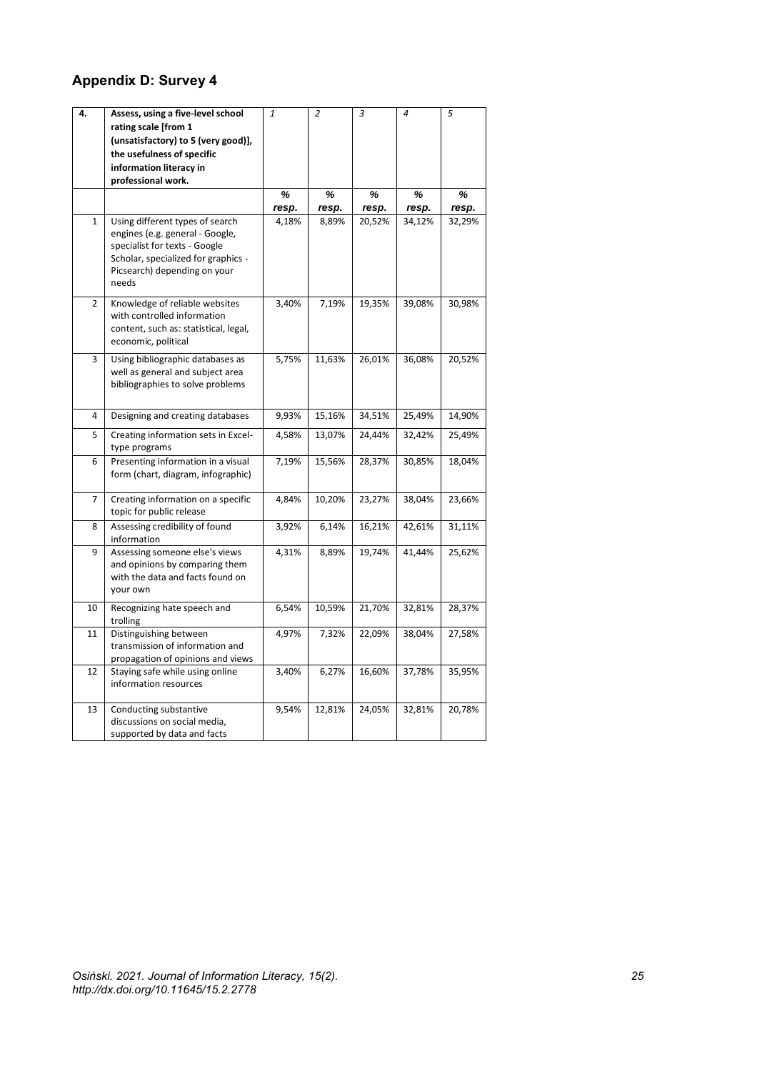## Appendix D: Survey 4

| 4. | Assess, using a five-level school rating scale [from 1 (unsatisfactory) to 5 (very good)], the usefulness of specific information literacy in professional work. | *1* | *2* | *3* | *4* | *5* |
|---|---|---|---|---|---|---|
| | | *% resp.* | *% resp.* | *% resp.* | *% resp.* | *% resp.* |
| 1 | Using different types of search engines (e.g. general - Google, specialist for texts - Google Scholar, specialized for graphics - Picsearch) depending on your needs | 4,18% | 8,89% | 20,52% | 34,12% | 32,29% |
| 2 | Knowledge of reliable websites with controlled information content, such as: statistical, legal, economic, political | 3,40% | 7,19% | 19,35% | 39,08% | 30,98% |
| 3 | Using bibliographic databases as well as general and subject area bibliographies to solve problems | 5,75% | 11,63% | 26,01% | 36,08% | 20,52% |
| 4 | Designing and creating databases | 9,93% | 15,16% | 34,51% | 25,49% | 14,90% |
| 5 | Creating information sets in Excel-type programs | 4,58% | 13,07% | 24,44% | 32,42% | 25,49% |
| 6 | Presenting information in a visual form (chart, diagram, infographic) | 7,19% | 15,56% | 28,37% | 30,85% | 18,04% |
| 7 | Creating information on a specific topic for public release | 4,84% | 10,20% | 23,27% | 38,04% | 23,66% |
| 8 | Assessing credibility of found information | 3,92% | 6,14% | 16,21% | 42,61% | 31,11% |
| 9 | Assessing someone else's views and opinions by comparing them with the data and facts found on your own | 4,31% | 8,89% | 19,74% | 41,44% | 25,62% |
| 10 | Recognizing hate speech and trolling | 6,54% | 10,59% | 21,70% | 32,81% | 28,37% |
| 11 | Distinguishing between transmission of information and propagation of opinions and views | 4,97% | 7,32% | 22,09% | 38,04% | 27,58% |
| 12 | Staying safe while using online information resources | 3,40% | 6,27% | 16,60% | 37,78% | 35,95% |
| 13 | Conducting substantive discussions on social media, supported by data and facts | 9,54% | 12,81% | 24,05% | 32,81% | 20,78% |